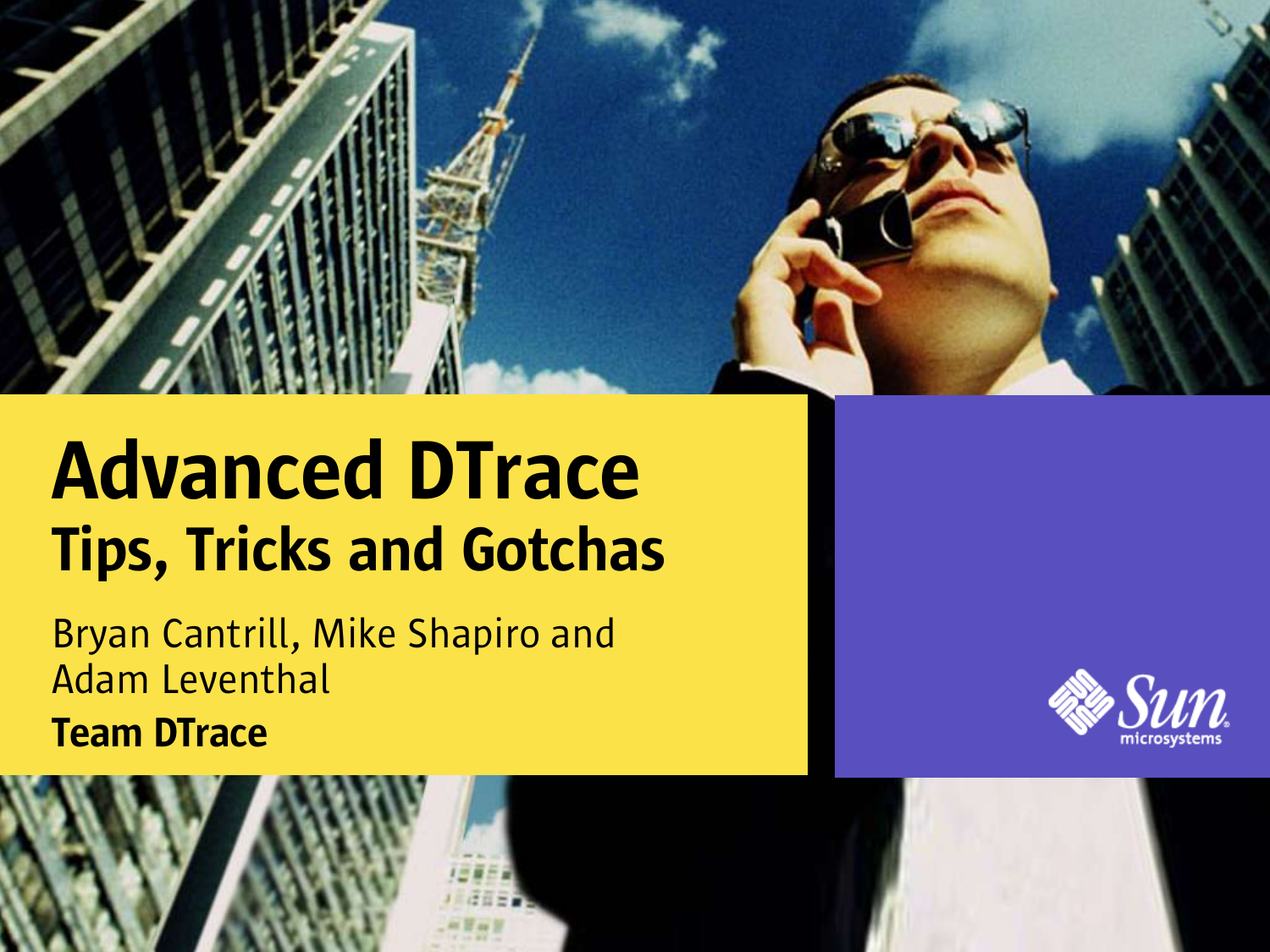# Advanced DTrace

## Tips, Tricks and Gotchas

Bryan Cantrill, Mike Shapiro and Adam Leventhal

**Team DTrace**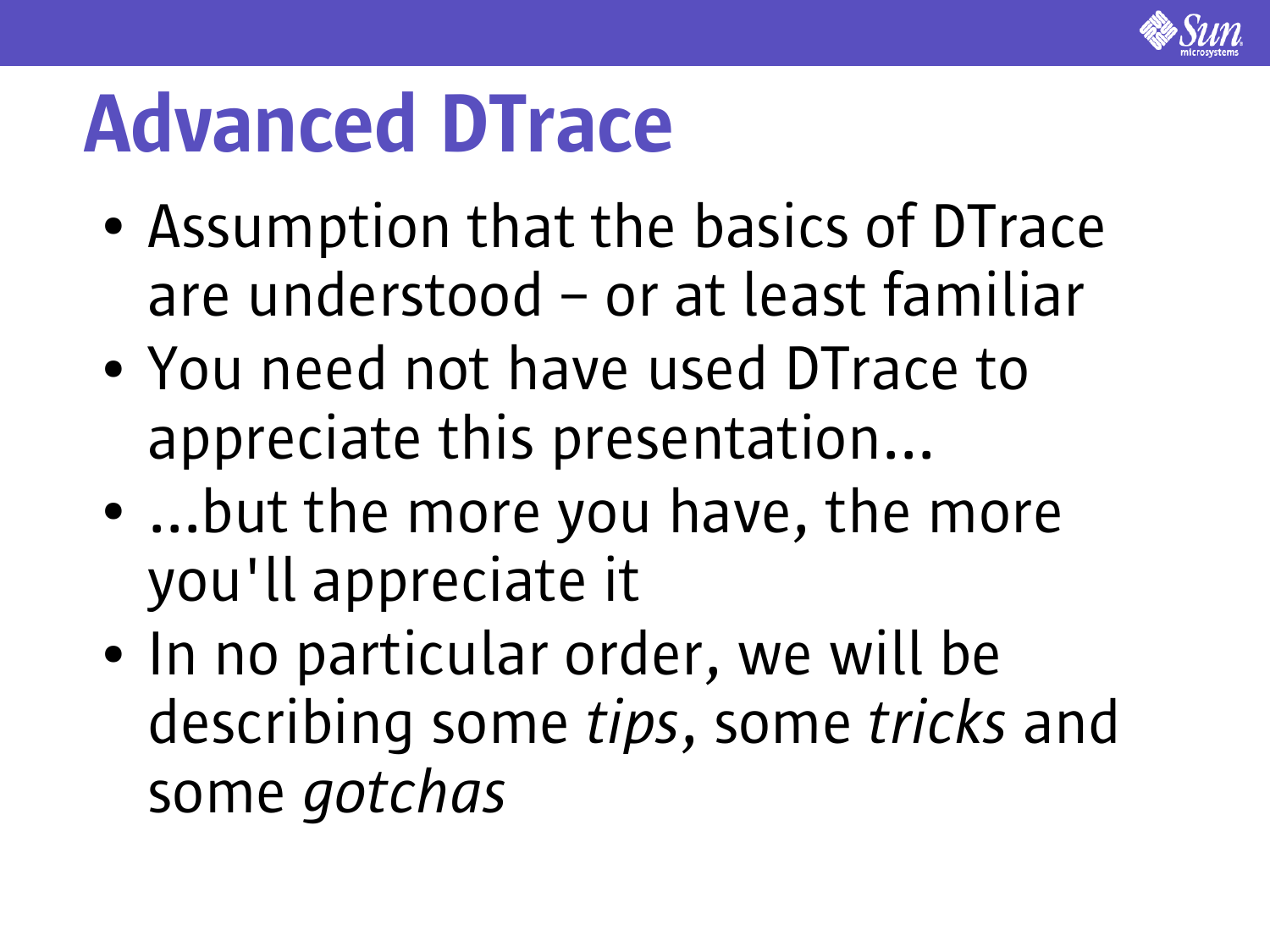# Advanced DTrace

- Assumption that the basics of DTrace are understood – or at least familiar
- You need not have used DTrace to appreciate this presentation...
- ...but the more you have, the more you'll appreciate it
- In no particular order, we will be describing some *tips*, some *tricks* and some *gotchas*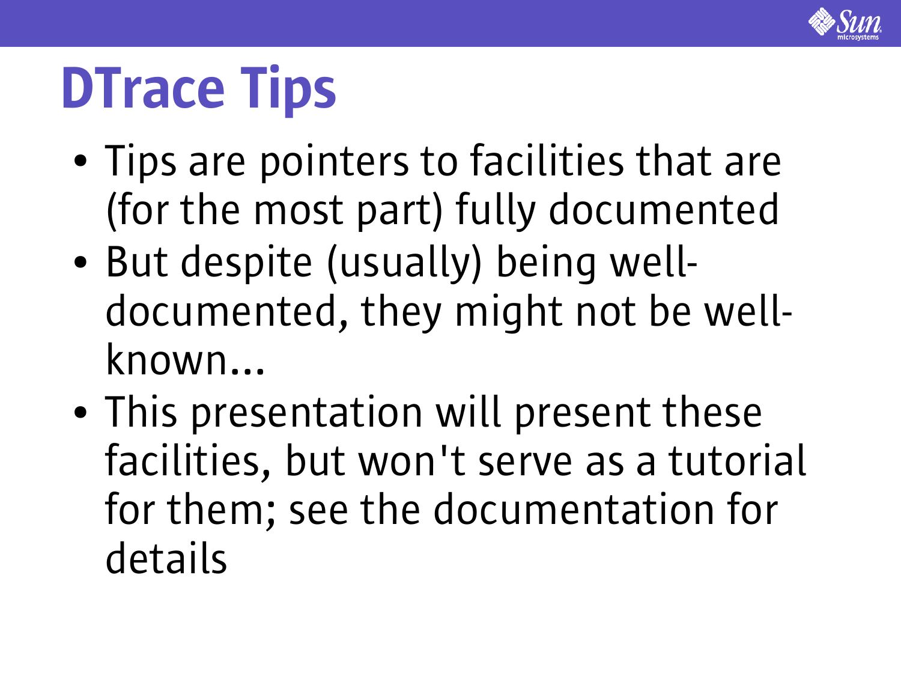# DTrace Tips

- Tips are pointers to facilities that are (for the most part) fully documented
- But despite (usually) being well-documented, they might not be well-known...
- This presentation will present these facilities, but won't serve as a tutorial for them; see the documentation for details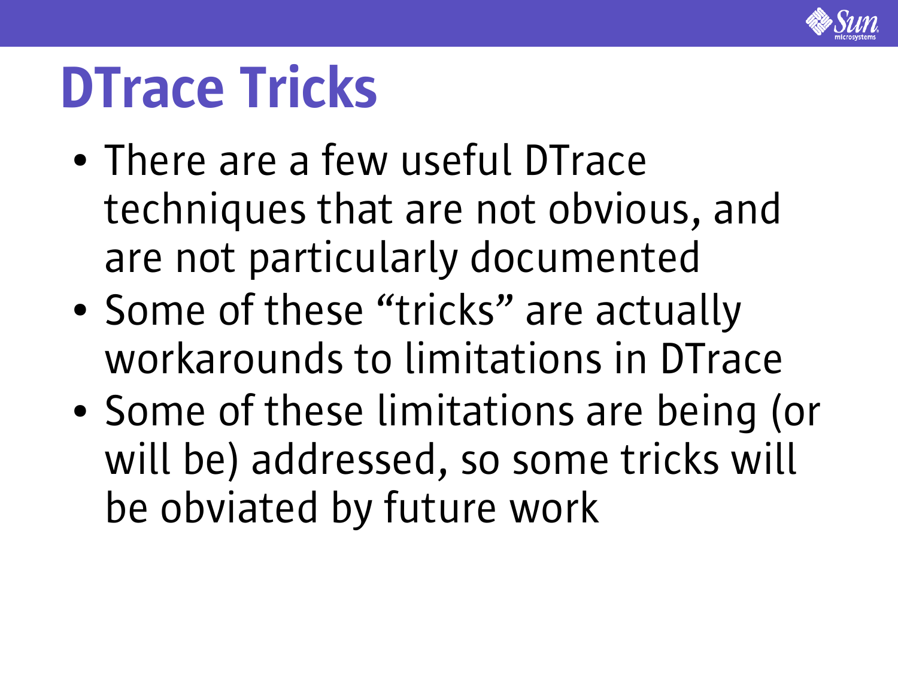# DTrace Tricks

- There are a few useful DTrace techniques that are not obvious, and are not particularly documented
- Some of these “tricks” are actually workarounds to limitations in DTrace
- Some of these limitations are being (or will be) addressed, so some tricks will be obviated by future work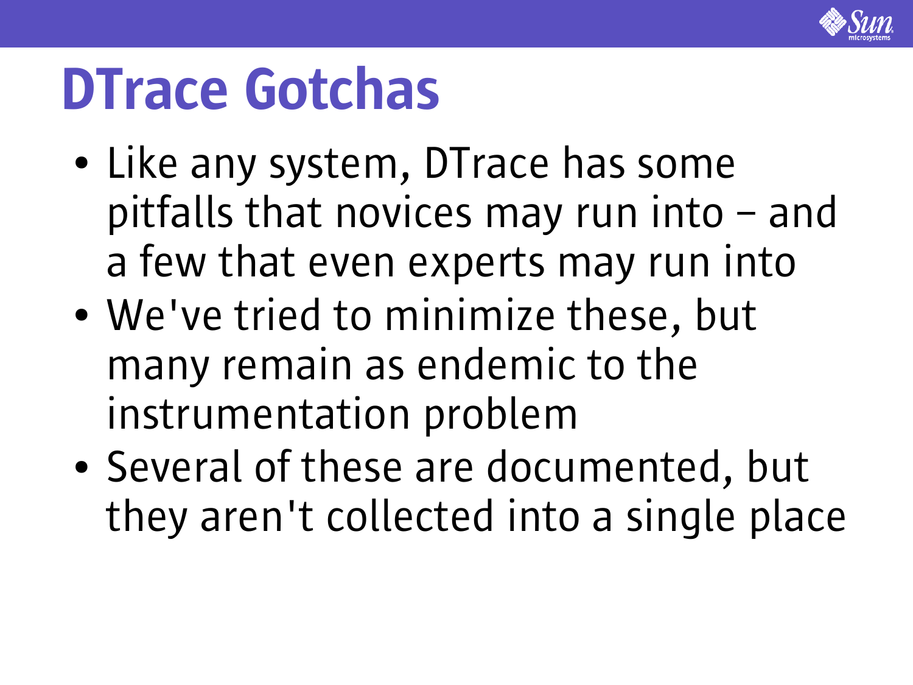# DTrace Gotchas

- Like any system, DTrace has some pitfalls that novices may run into – and a few that even experts may run into
- We've tried to minimize these, but many remain as endemic to the instrumentation problem
- Several of these are documented, but they aren't collected into a single place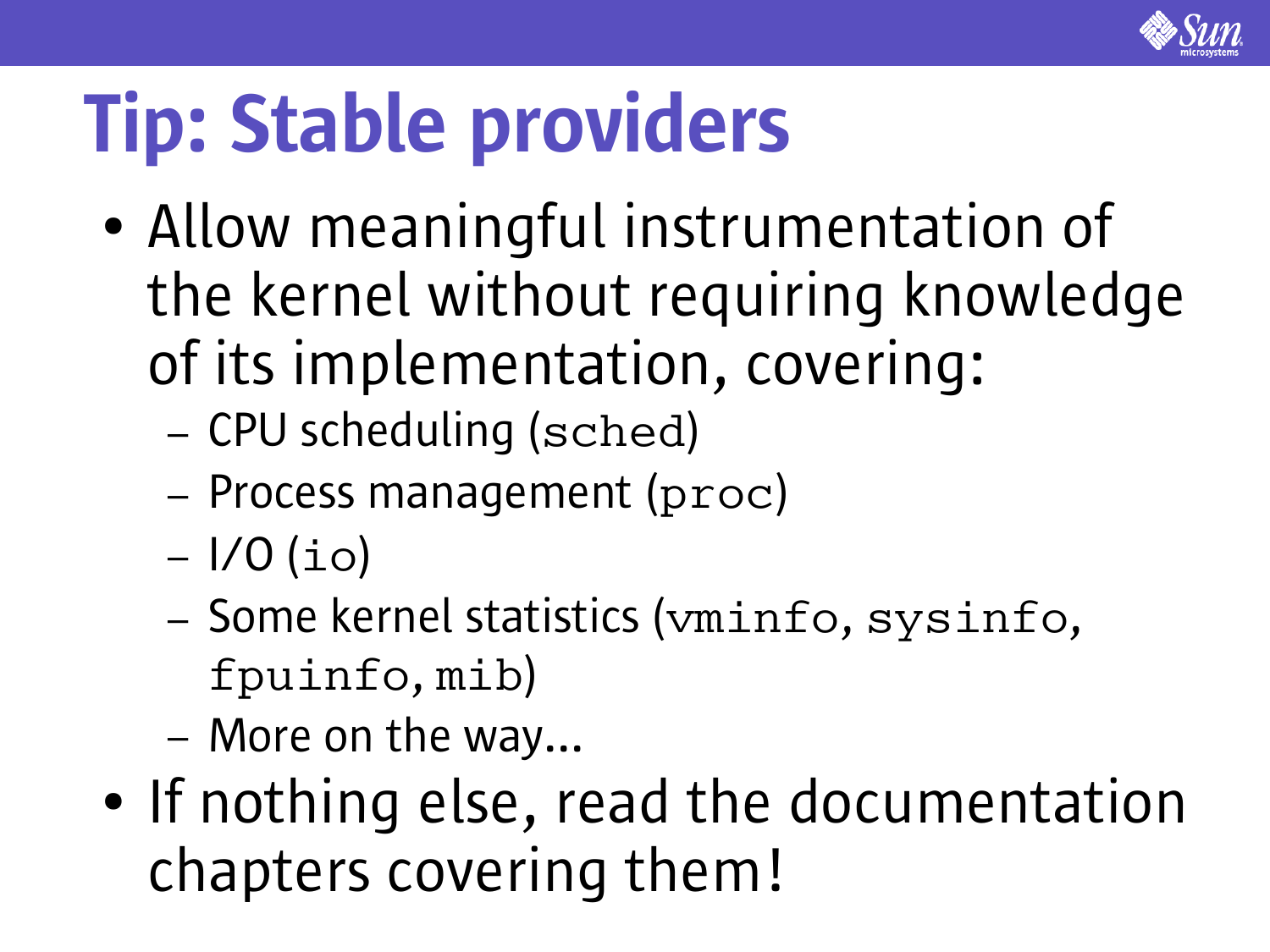# Tip: Stable providers

- Allow meaningful instrumentation of the kernel without requiring knowledge of its implementation, covering:
  - CPU scheduling (`sched`)
  - Process management (`proc`)
  - I/O (`io`)
  - Some kernel statistics (`vminfo`, `sysinfo`, `fpuinfo`, `mib`)
  - More on the way...
- If nothing else, read the documentation chapters covering them!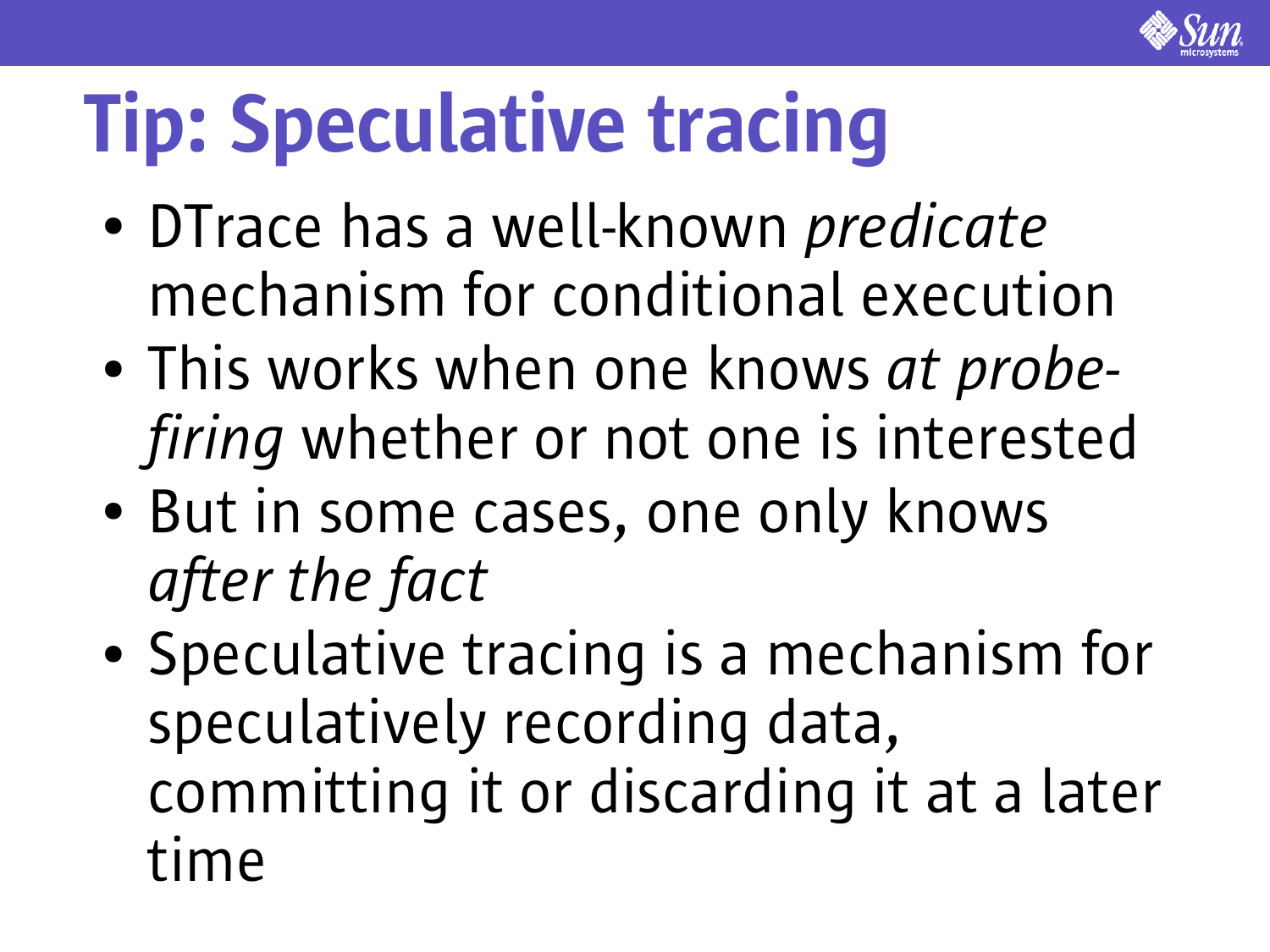# Tip: Speculative tracing

- DTrace has a well-known *predicate* mechanism for conditional execution
- This works when one knows *at probe-firing* whether or not one is interested
- But in some cases, one only knows *after the fact*
- Speculative tracing is a mechanism for speculatively recording data, committing it or discarding it at a later time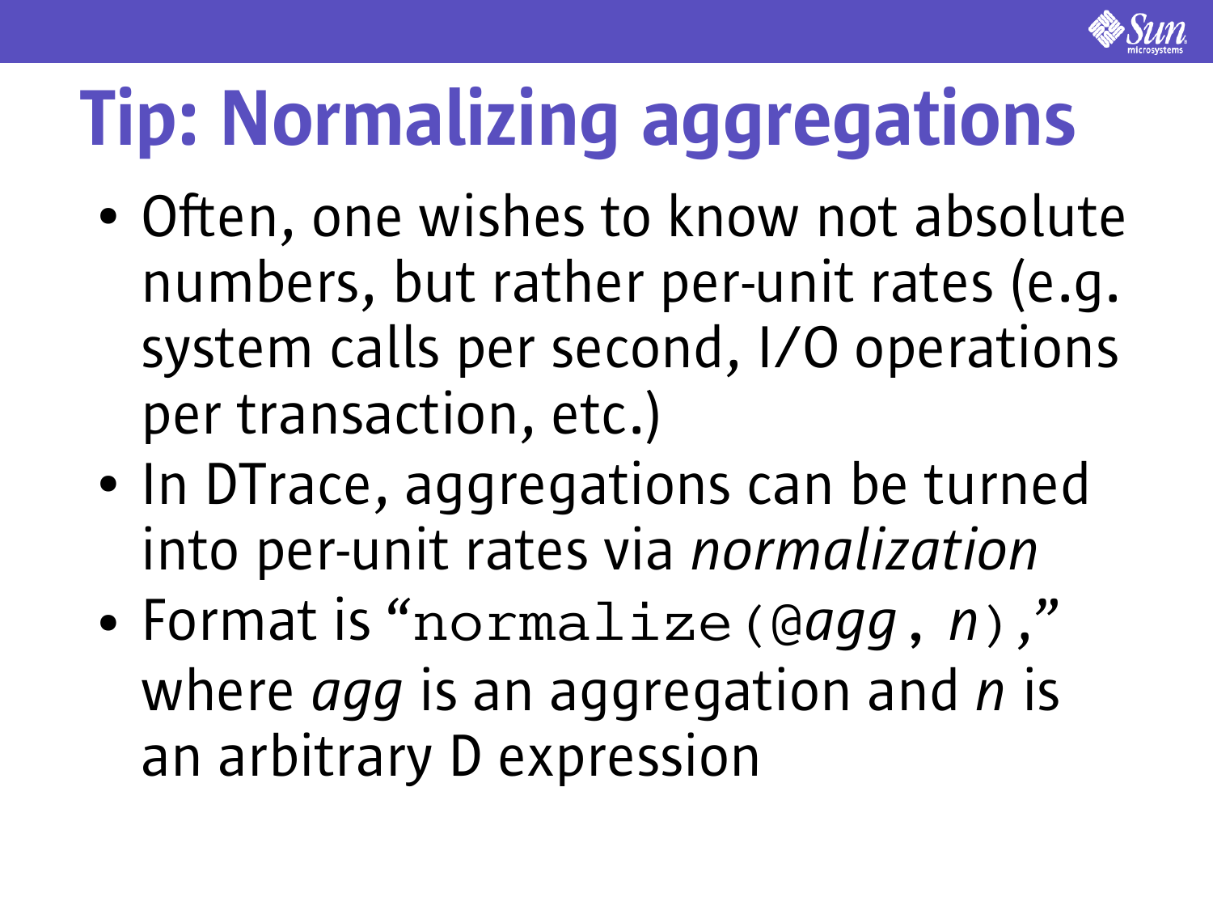# Tip: Normalizing aggregations

- Often, one wishes to know not absolute numbers, but rather per-unit rates (e.g. system calls per second, I/O operations per transaction, etc.)
- In DTrace, aggregations can be turned into per-unit rates via *normalization*
- Format is "`normalize(@`*`agg`*`, `*`n`*`)`," where *agg* is an aggregation and *n* is an arbitrary D expression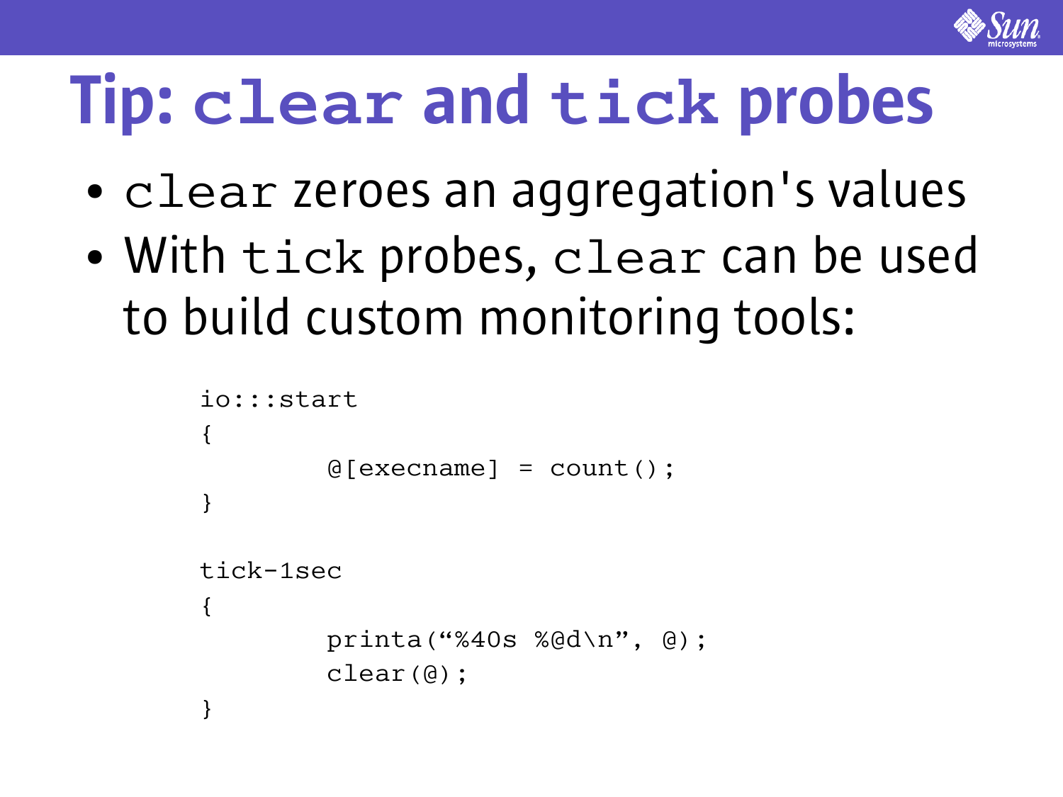# Tip: `clear` and `tick` probes

- `clear` zeroes an aggregation's values
- With `tick` probes, `clear` can be used to build custom monitoring tools:

```
io:::start
{
        @[execname] = count();
}

tick-1sec
{
        printa("%40s %@d\n", @);
        clear(@);
}
```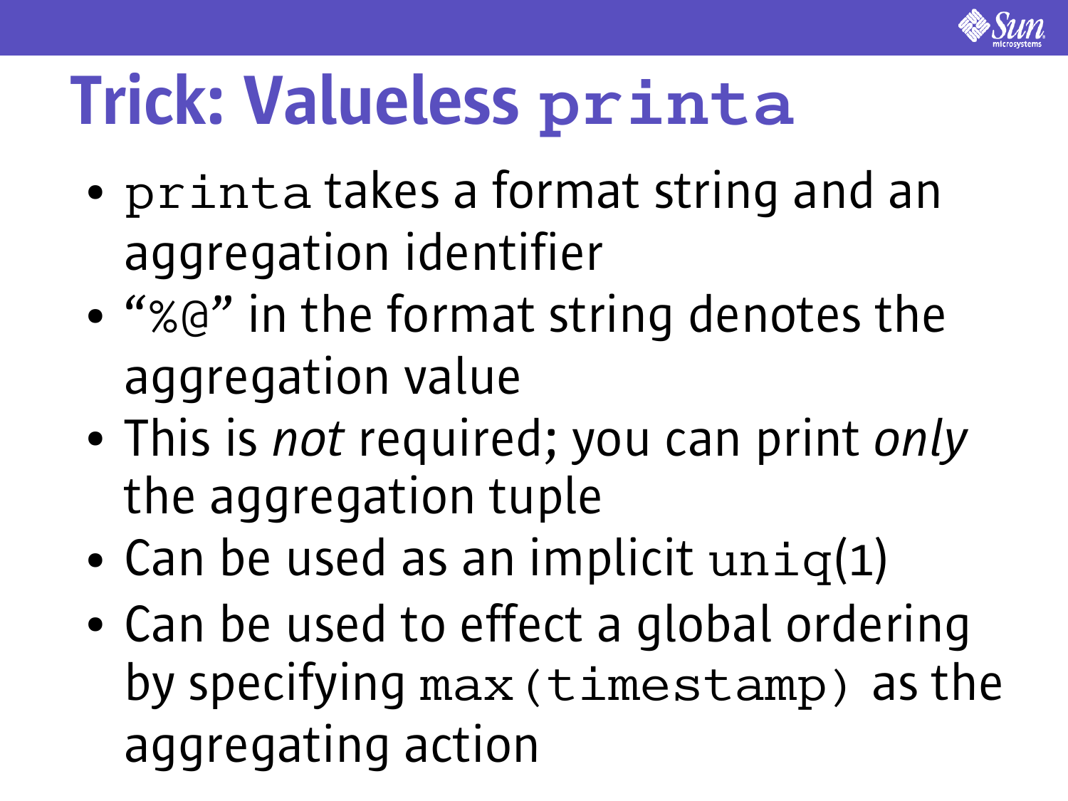# Trick: Valueless `printa`

- `printa` takes a format string and an aggregation identifier
- "`%@`" in the format string denotes the aggregation value
- This is *not* required; you can print *only* the aggregation tuple
- Can be used as an implicit `uniq`(1)
- Can be used to effect a global ordering by specifying `max(timestamp)` as the aggregating action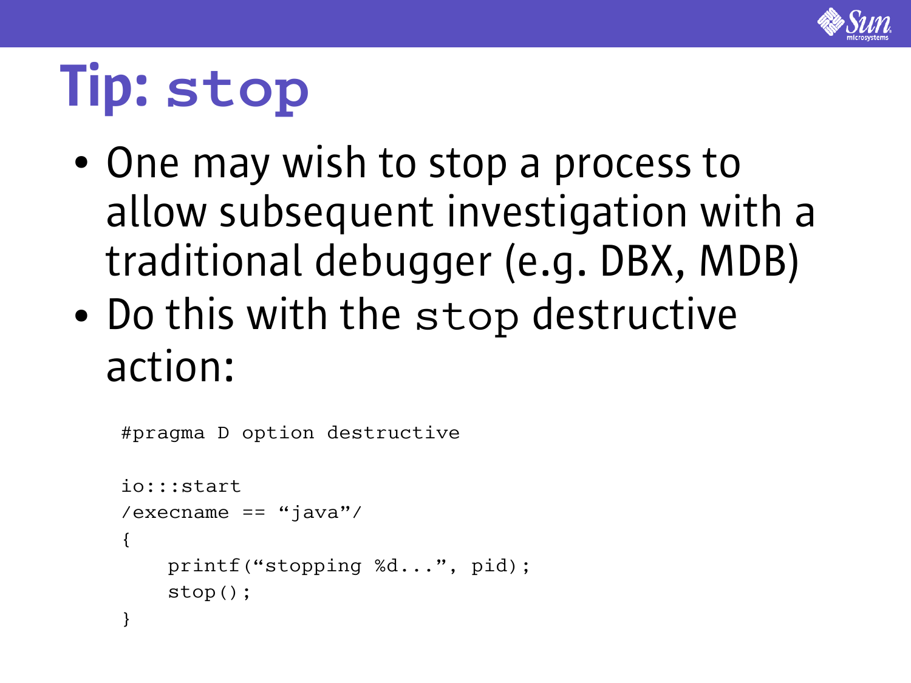# Tip: `stop`

- One may wish to stop a process to allow subsequent investigation with a traditional debugger (e.g. DBX, MDB)
- Do this with the `stop` destructive action:

```
#pragma D option destructive

io:::start
/execname == “java”/
{
    printf(“stopping %d...”, pid);
    stop();
}
```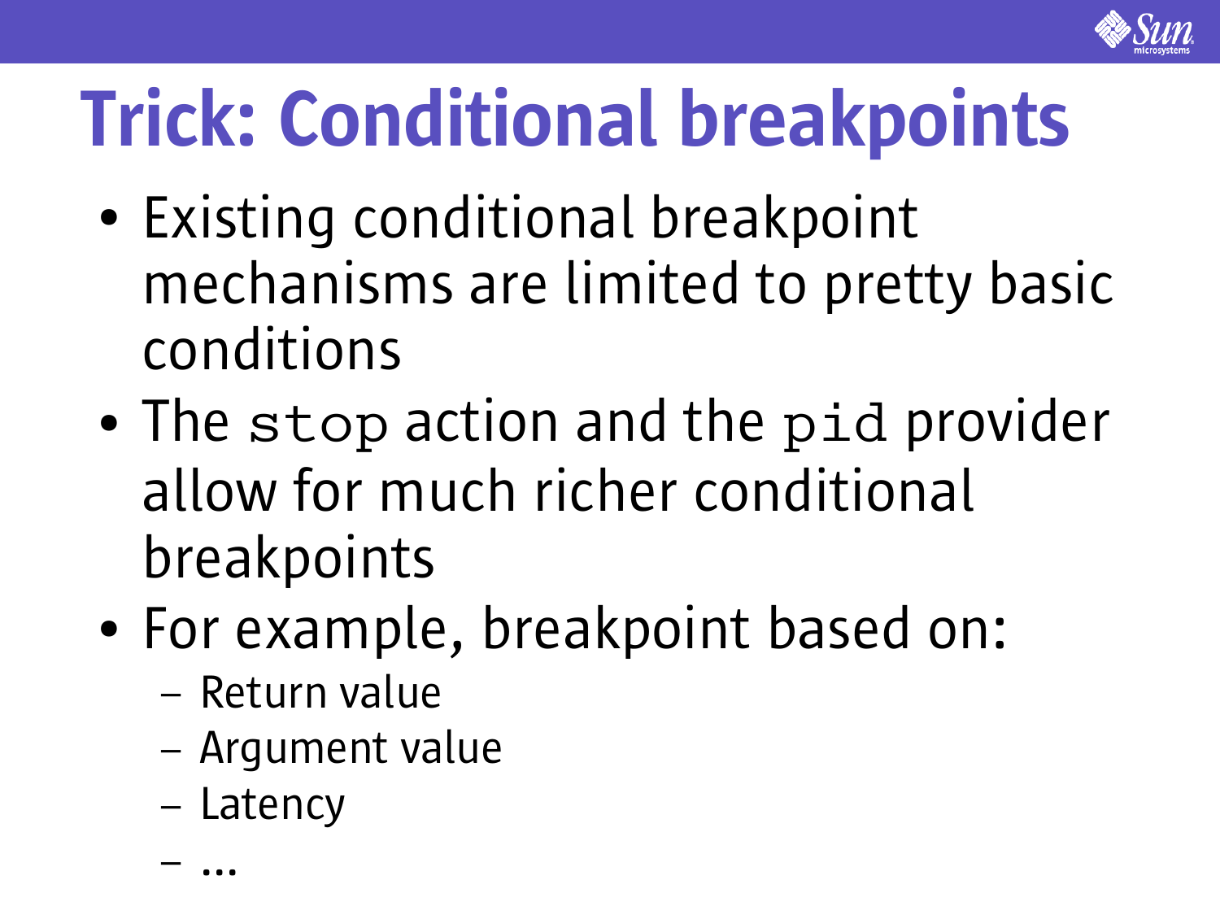# Trick: Conditional breakpoints

- Existing conditional breakpoint mechanisms are limited to pretty basic conditions
- The `stop` action and the `pid` provider allow for much richer conditional breakpoints
- For example, breakpoint based on:
  - Return value
  - Argument value
  - Latency
  - ...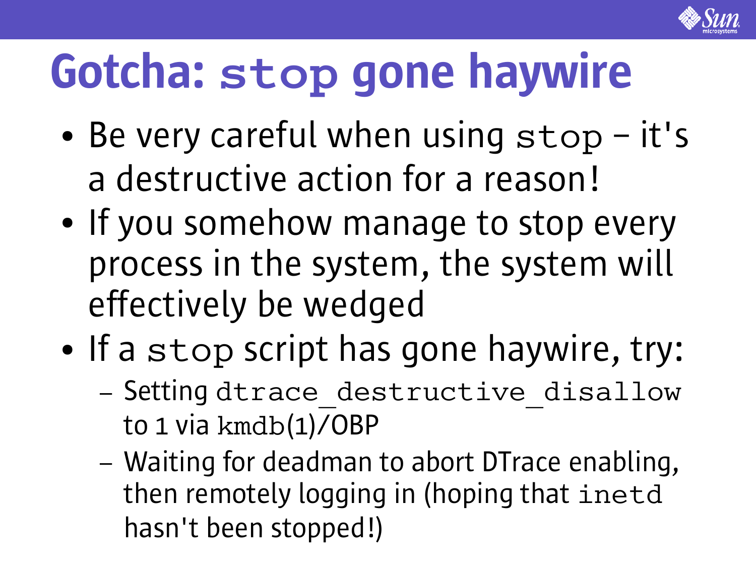# Gotcha: `stop` gone haywire

- Be very careful when using `stop` – it's a destructive action for a reason!
- If you somehow manage to stop every process in the system, the system will effectively be wedged
- If a `stop` script has gone haywire, try:
  - Setting `dtrace_destructive_disallow` to 1 via `kmdb`(1)/OBP
  - Waiting for deadman to abort DTrace enabling, then remotely logging in (hoping that `inetd` hasn't been stopped!)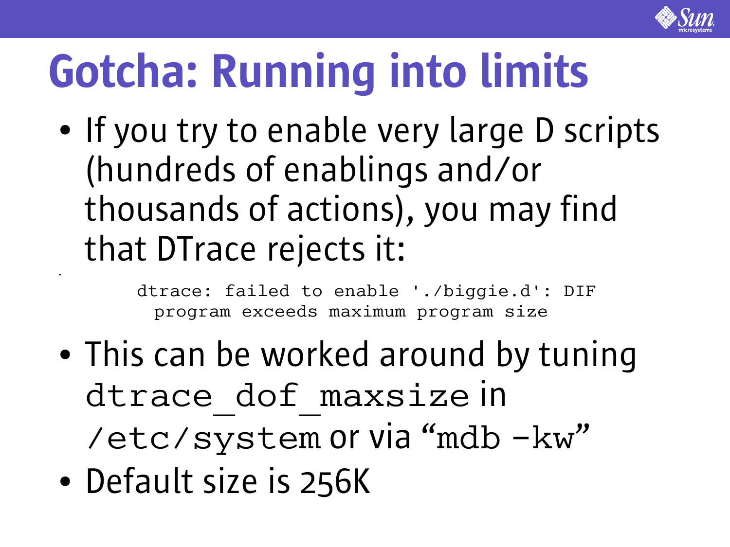# Gotcha: Running into limits

- If you try to enable very large D scripts (hundreds of enablings and/or thousands of actions), you may find that DTrace rejects it:

```
dtrace: failed to enable './biggie.d': DIF
  program exceeds maximum program size
```

- This can be worked around by tuning `dtrace_dof_maxsize` in `/etc/system` or via "`mdb -kw`"
- Default size is 256K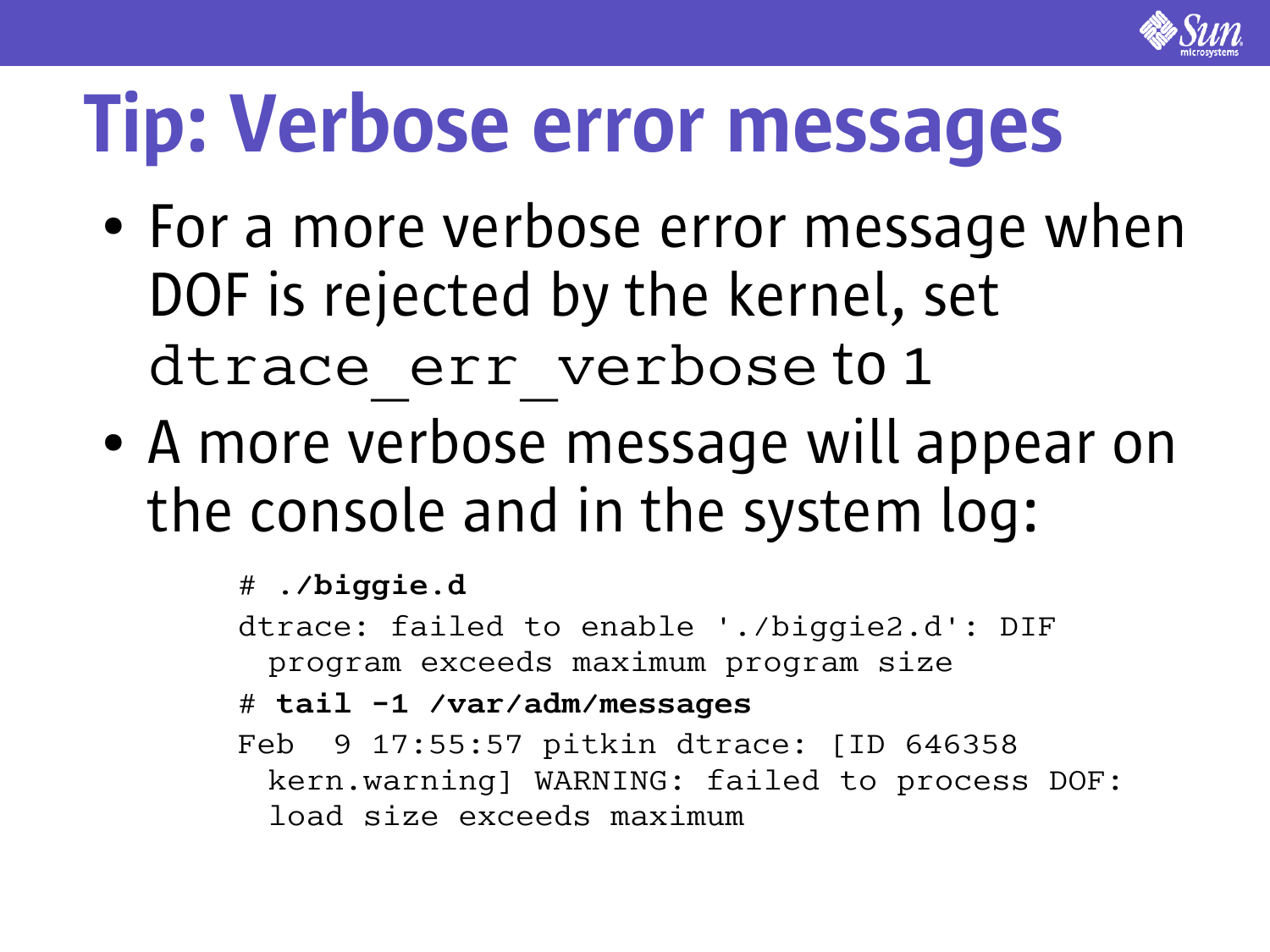# Tip: Verbose error messages

- For a more verbose error message when DOF is rejected by the kernel, set `dtrace_err_verbose` to 1
- A more verbose message will appear on the console and in the system log:

```
# ./biggie.d
dtrace: failed to enable './biggie2.d': DIF
  program exceeds maximum program size
# tail -1 /var/adm/messages
Feb  9 17:55:57 pitkin dtrace: [ID 646358
  kern.warning] WARNING: failed to process DOF:
  load size exceeds maximum
```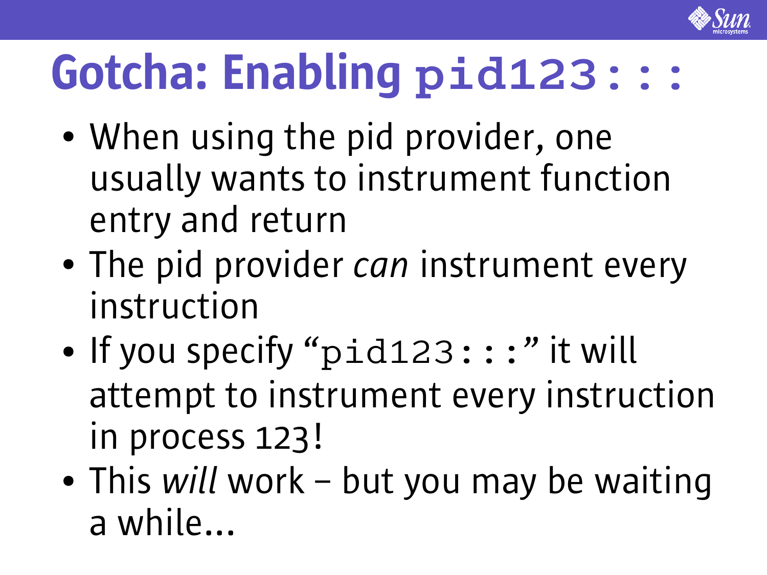# Gotcha: Enabling `pid123:::`

- When using the pid provider, one usually wants to instrument function entry and return
- The pid provider *can* instrument every instruction
- If you specify "`pid123:::`" it will attempt to instrument every instruction in process 123!
- This *will* work – but you may be waiting a while...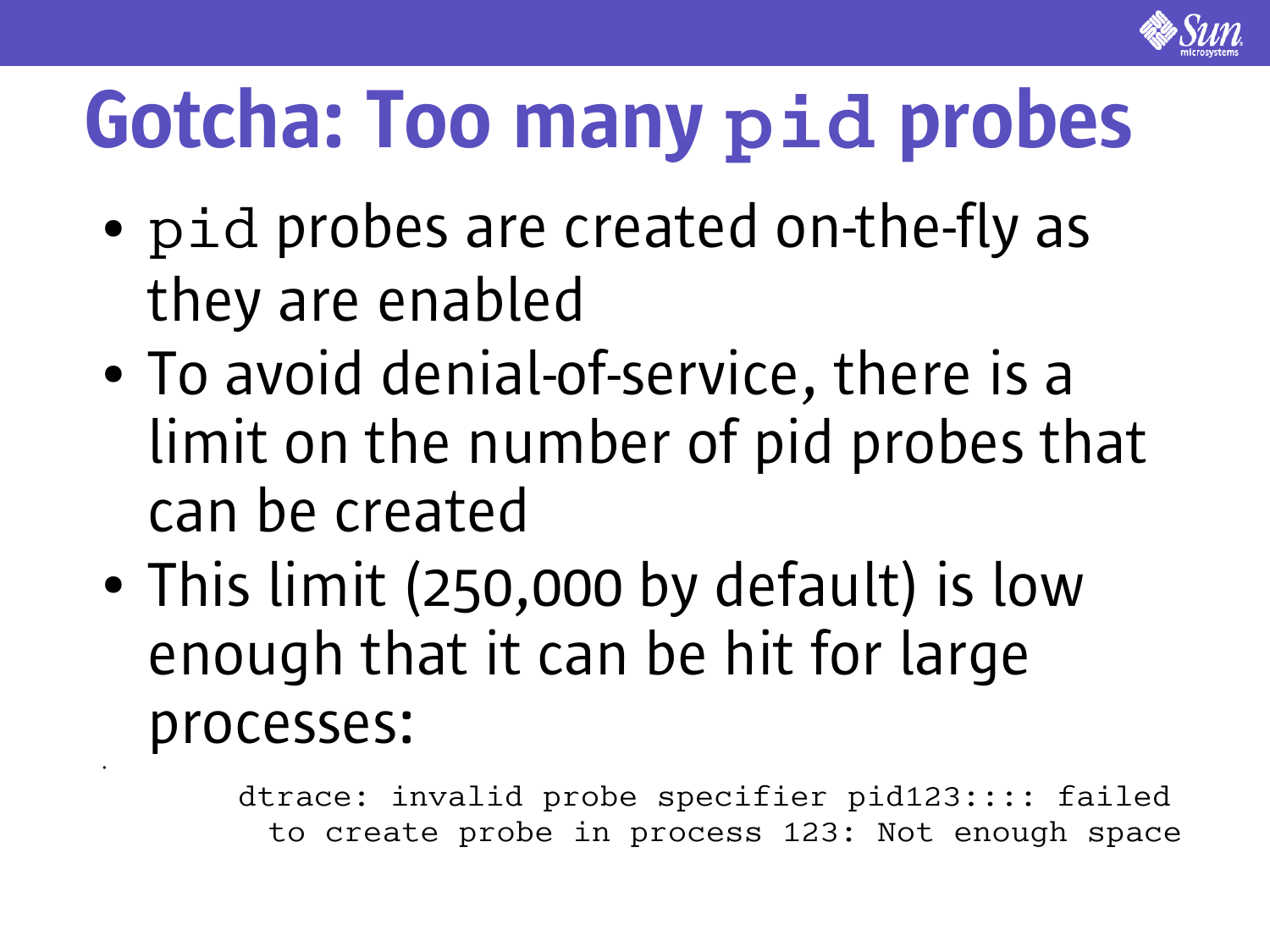# Gotcha: Too many `pid` probes

- `pid` probes are created on-the-fly as they are enabled
- To avoid denial-of-service, there is a limit on the number of pid probes that can be created
- This limit (250,000 by default) is low enough that it can be hit for large processes:

```
dtrace: invalid probe specifier pid123:::: failed
  to create probe in process 123: Not enough space
```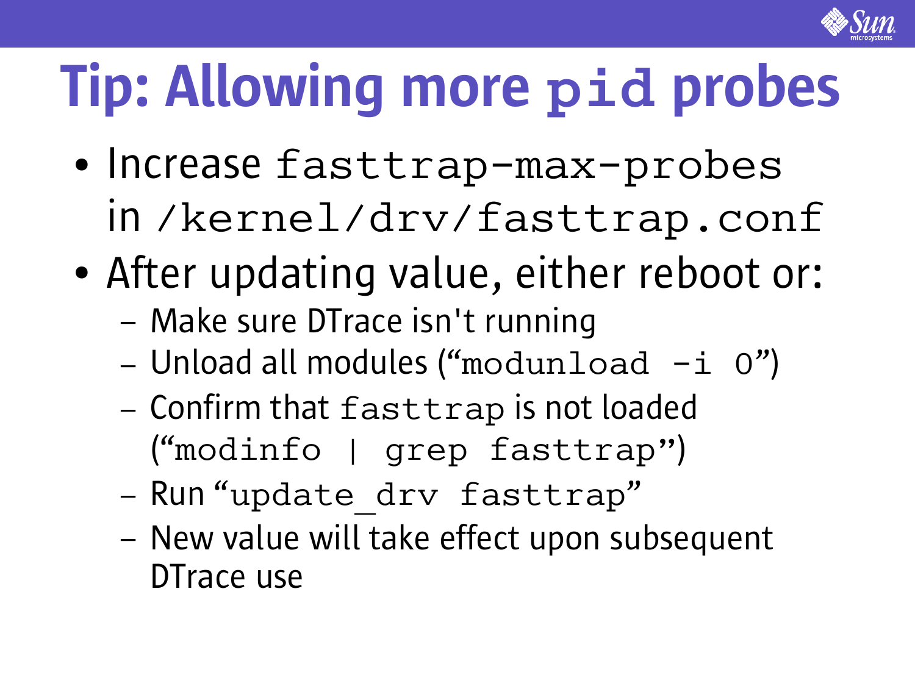# Tip: Allowing more `pid` probes

- Increase `fasttrap-max-probes` in `/kernel/drv/fasttrap.conf`
- After updating value, either reboot or:
  - Make sure DTrace isn't running
  - Unload all modules ("`modunload -i 0`")
  - Confirm that `fasttrap` is not loaded ("`modinfo | grep fasttrap`")
  - Run "`update_drv fasttrap`"
  - New value will take effect upon subsequent DTrace use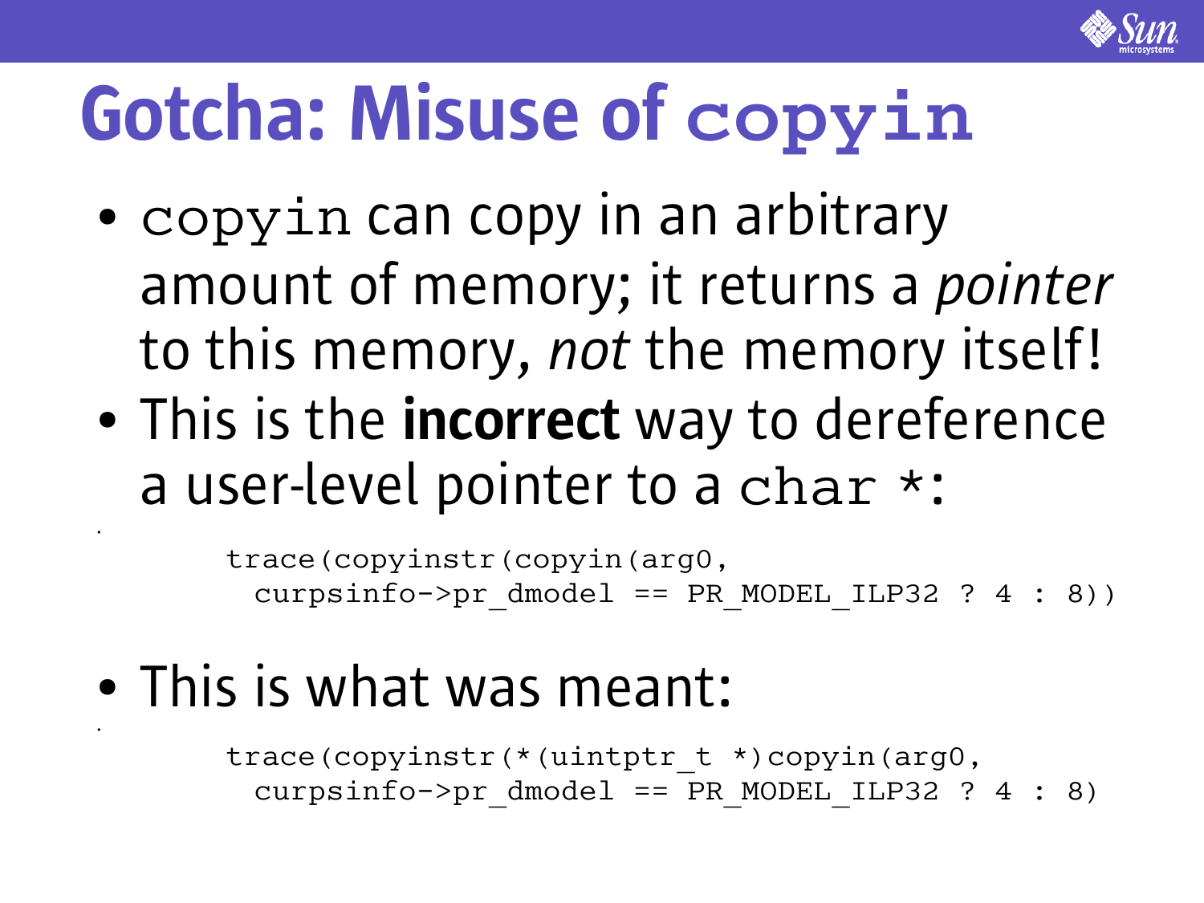# Gotcha: Misuse of `copyin`

- `copyin` can copy in an arbitrary amount of memory; it returns a *pointer* to this memory, *not* the memory itself!
- This is the **incorrect** way to dereference a user-level pointer to a `char *`:

```
trace(copyinstr(copyin(arg0,
  curpsinfo->pr_dmodel == PR_MODEL_ILP32 ? 4 : 8))
```

- This is what was meant:

```
trace(copyinstr(*(uintptr_t *)copyin(arg0,
  curpsinfo->pr_dmodel == PR_MODEL_ILP32 ? 4 : 8)
```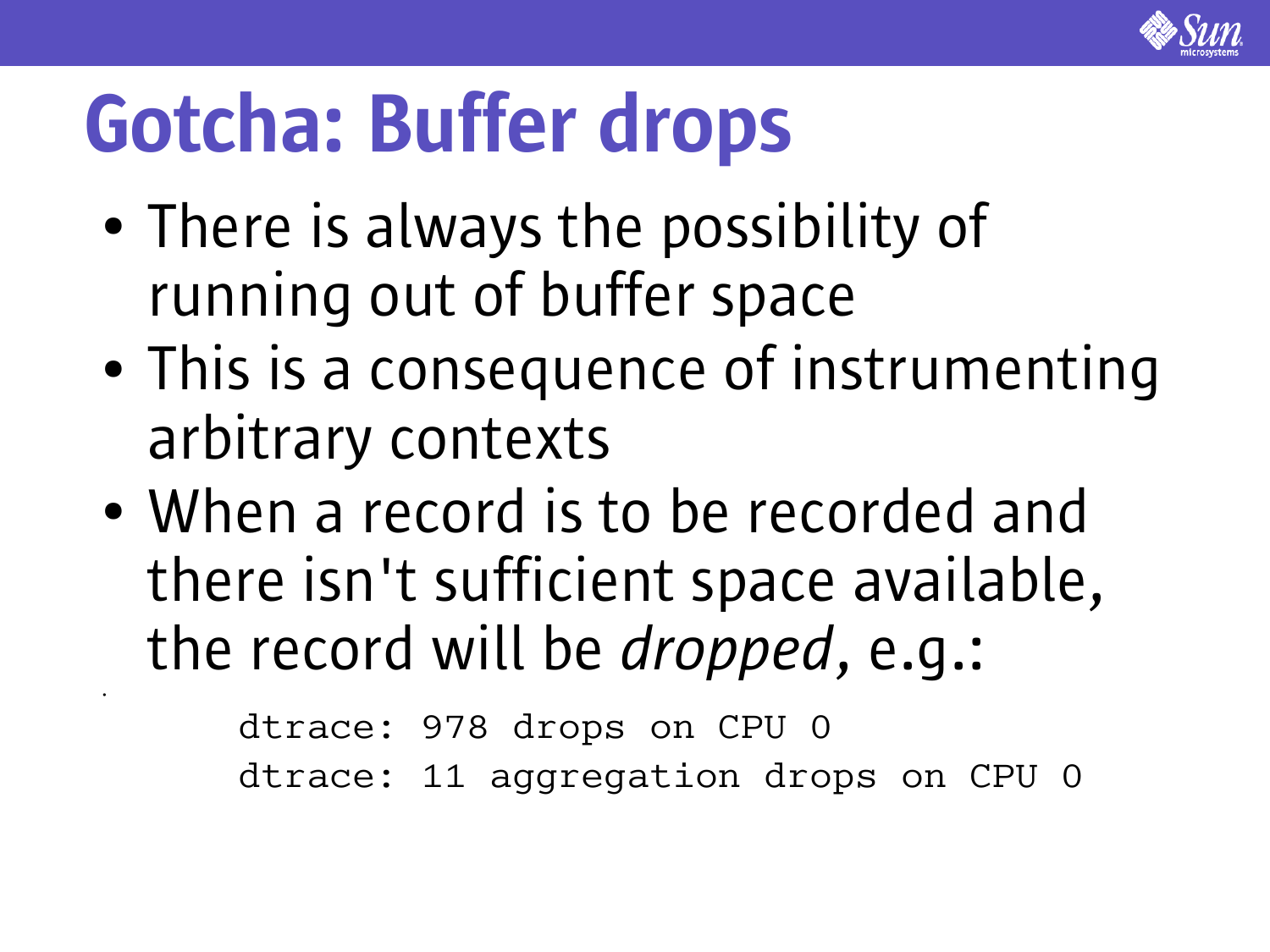# Gotcha: Buffer drops

- There is always the possibility of running out of buffer space
- This is a consequence of instrumenting arbitrary contexts
- When a record is to be recorded and there isn't sufficient space available, the record will be *dropped*, e.g.:

```
dtrace: 978 drops on CPU 0
dtrace: 11 aggregation drops on CPU 0
```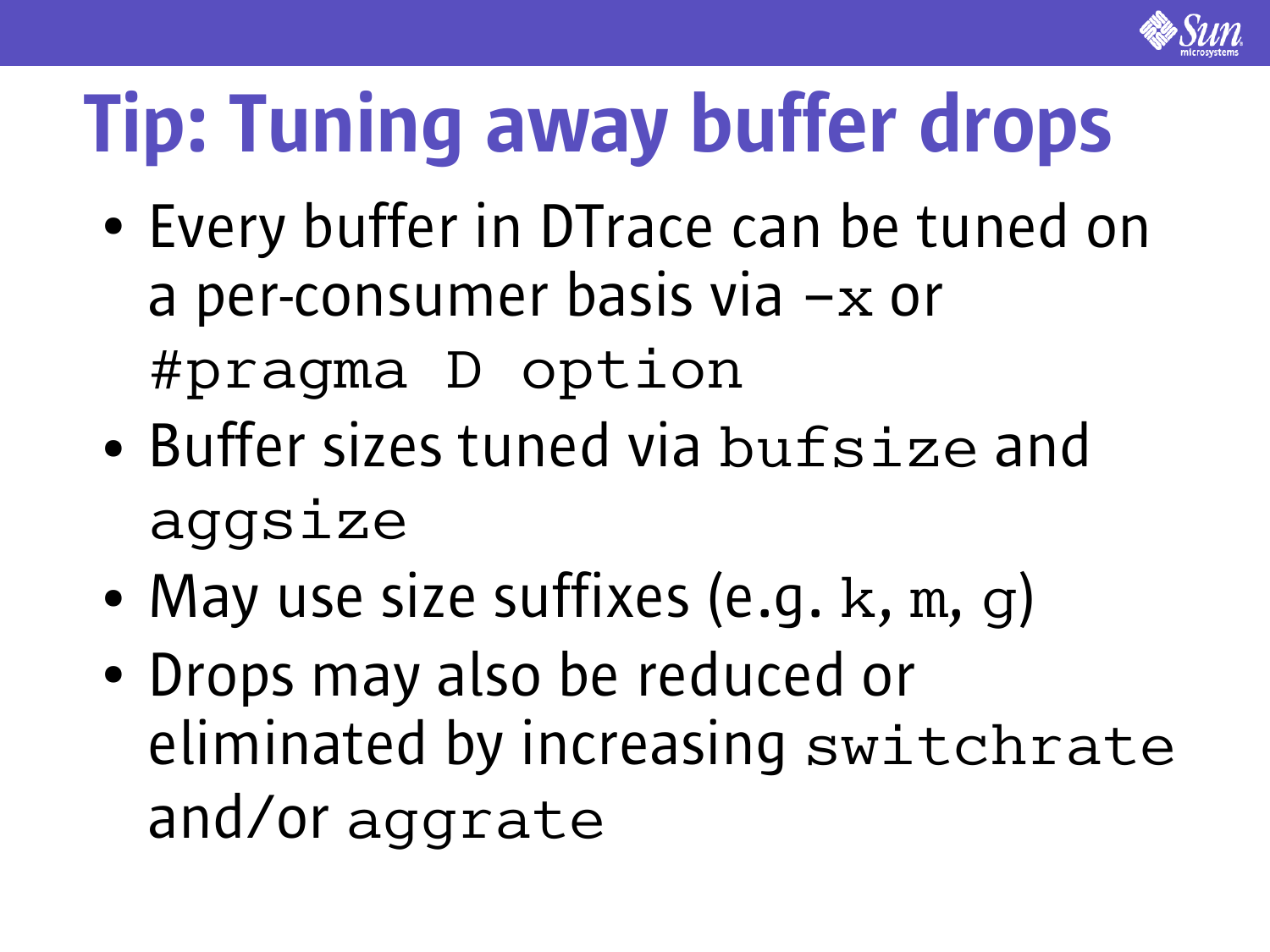# Tip: Tuning away buffer drops

- Every buffer in DTrace can be tuned on a per-consumer basis via `-x` or `#pragma D option`
- Buffer sizes tuned via `bufsize` and `aggsize`
- May use size suffixes (e.g. `k`, `m`, `g`)
- Drops may also be reduced or eliminated by increasing `switchrate` and/or `aggrate`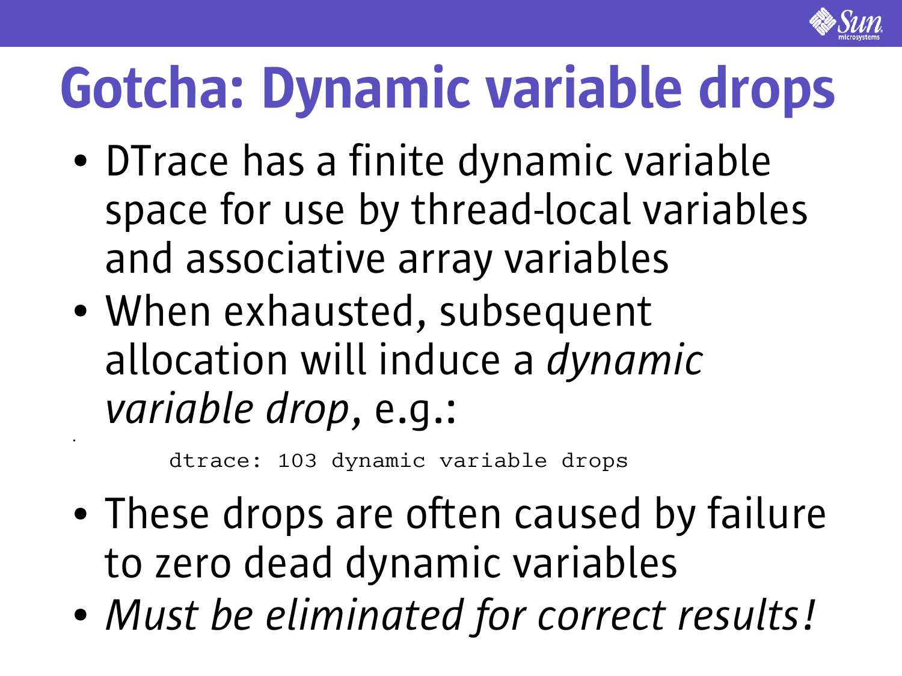# Gotcha: Dynamic variable drops

- DTrace has a finite dynamic variable space for use by thread-local variables and associative array variables
- When exhausted, subsequent allocation will induce a *dynamic variable drop*, e.g.:

```
dtrace: 103 dynamic variable drops
```

- These drops are often caused by failure to zero dead dynamic variables
- *Must be eliminated for correct results!*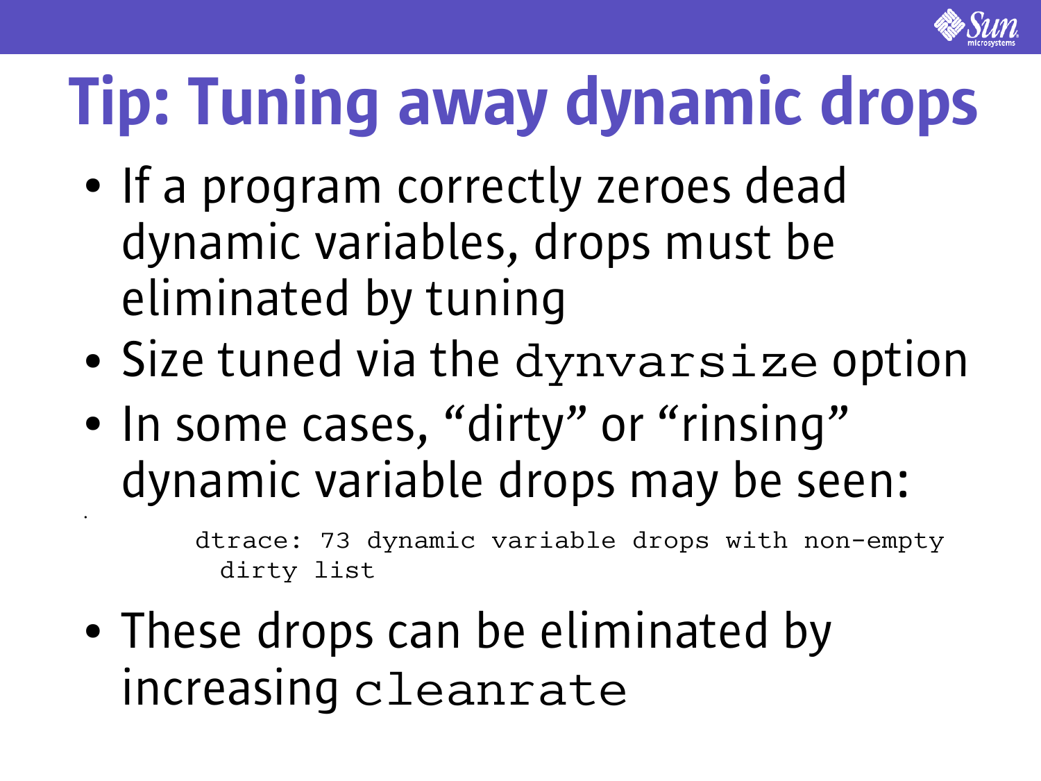# Tip: Tuning away dynamic drops

- If a program correctly zeroes dead dynamic variables, drops must be eliminated by tuning
- Size tuned via the `dynvarsize` option
- In some cases, “dirty” or “rinsing” dynamic variable drops may be seen:

```
dtrace: 73 dynamic variable drops with non-empty
  dirty list
```

- These drops can be eliminated by increasing `cleanrate`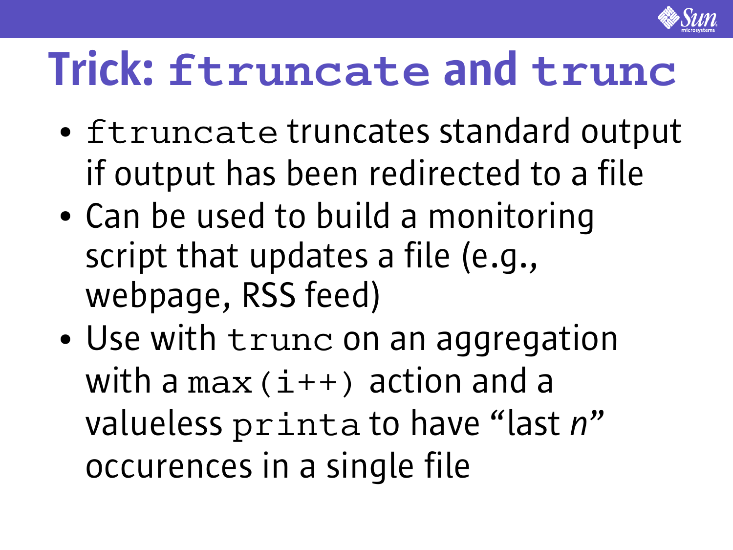# Trick: `ftruncate` and `trunc`

- `ftruncate` truncates standard output if output has been redirected to a file
- Can be used to build a monitoring script that updates a file (e.g., webpage, RSS feed)
- Use with `trunc` on an aggregation with a `max(i++)` action and a valueless `printa` to have "last *n*" occurences in a single file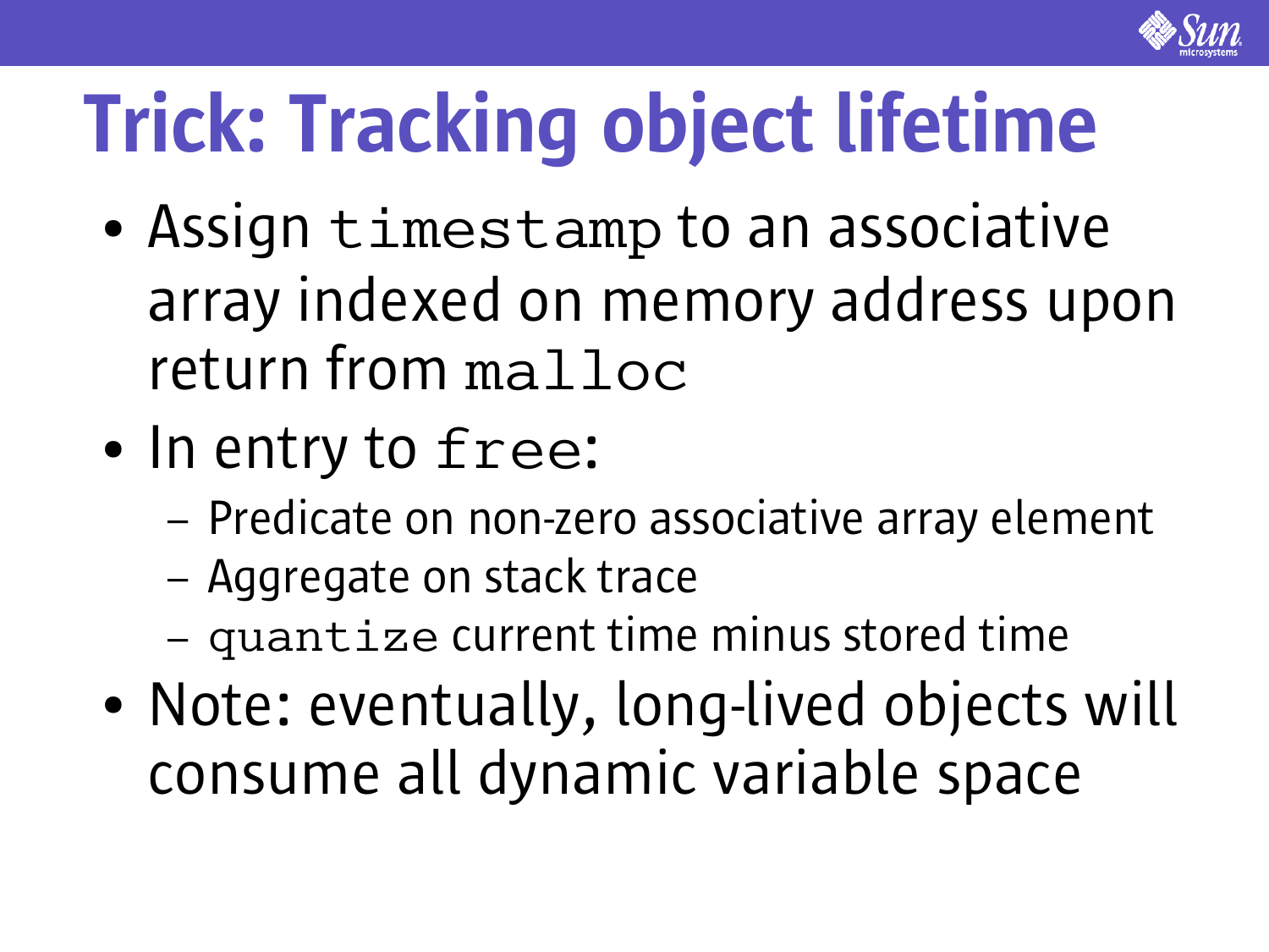# Trick: Tracking object lifetime

- Assign `timestamp` to an associative array indexed on memory address upon return from `malloc`
- In entry to `free`:
  - Predicate on non-zero associative array element
  - Aggregate on stack trace
  - `quantize` current time minus stored time
- Note: eventually, long-lived objects will consume all dynamic variable space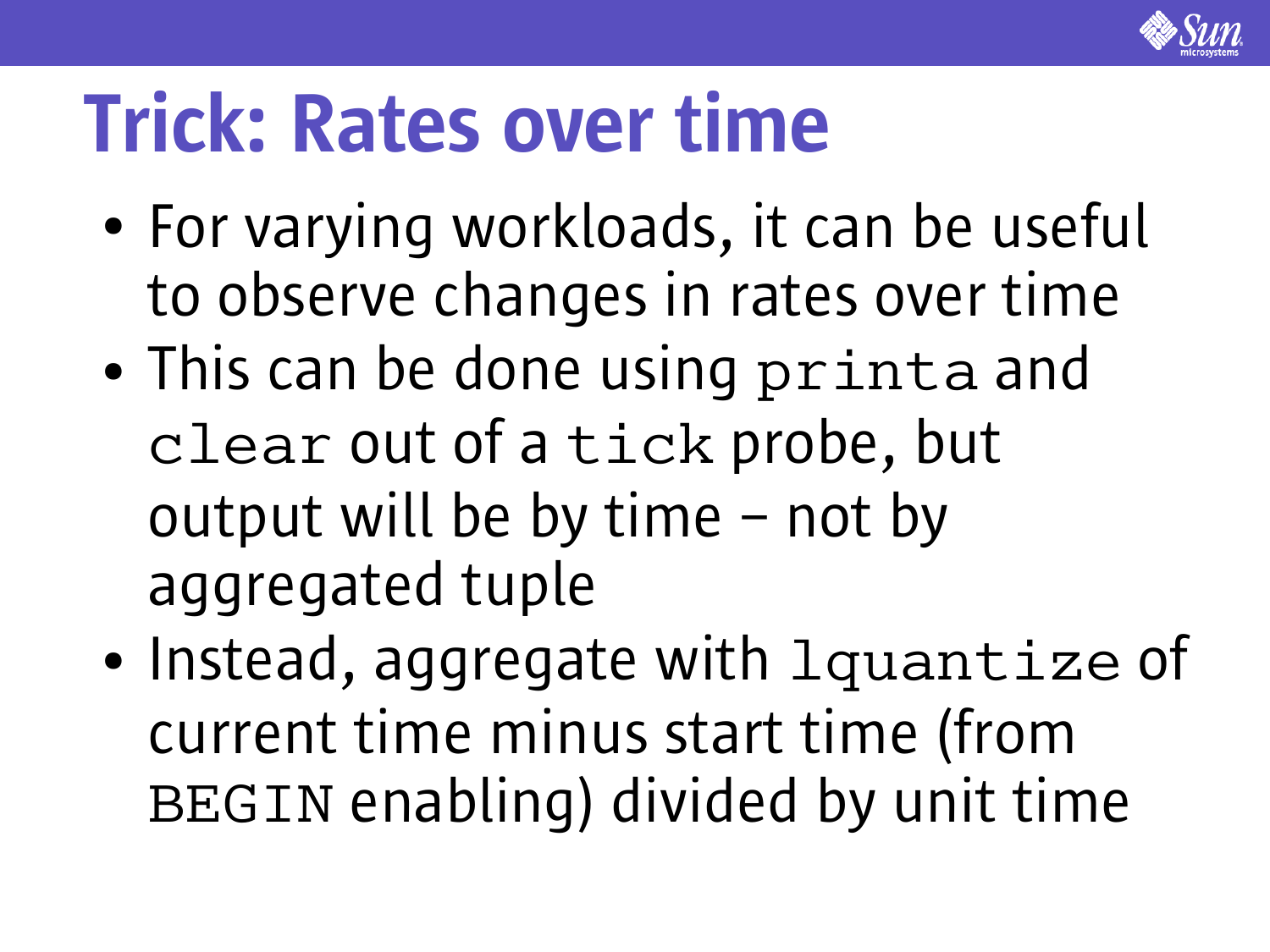# Trick: Rates over time

- For varying workloads, it can be useful to observe changes in rates over time
- This can be done using `printa` and `clear` out of a `tick` probe, but output will be by time – not by aggregated tuple
- Instead, aggregate with `lquantize` of current time minus start time (from `BEGIN` enabling) divided by unit time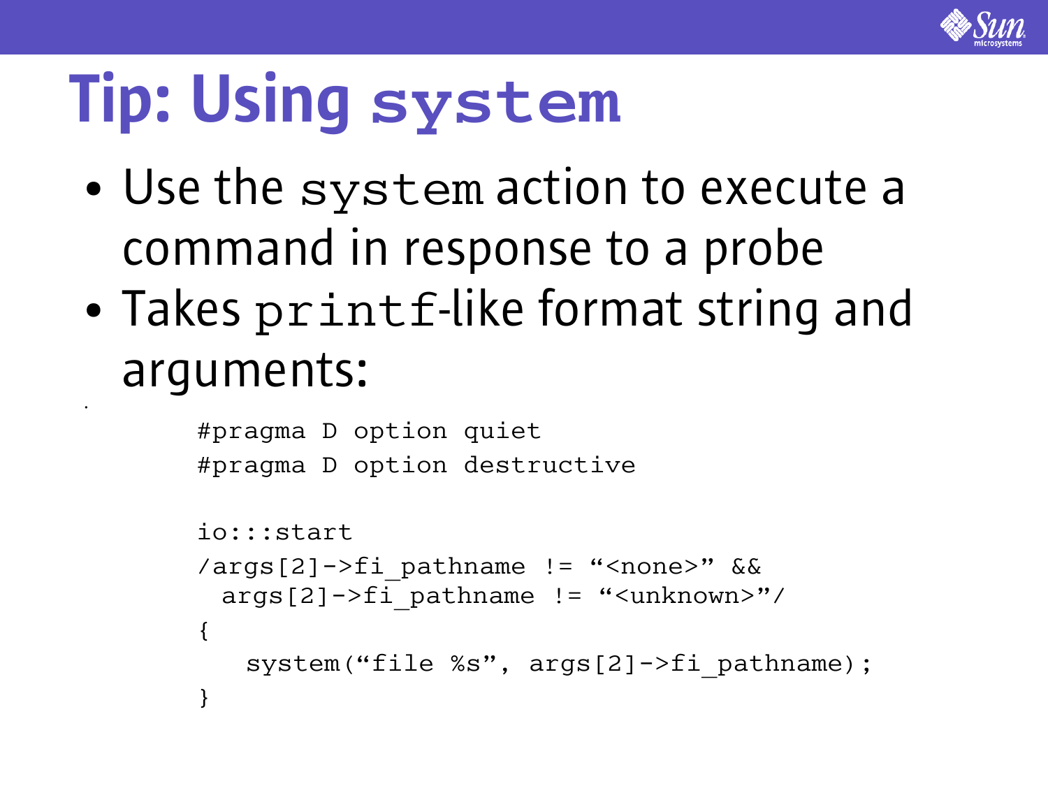# Tip: Using `system`

- Use the `system` action to execute a command in response to a probe
- Takes `printf`-like format string and arguments:

```
#pragma D option quiet
#pragma D option destructive

io:::start
/args[2]->fi_pathname != “<none>” &&
  args[2]->fi_pathname != “<unknown>”/
{
    system(“file %s”, args[2]->fi_pathname);
}
```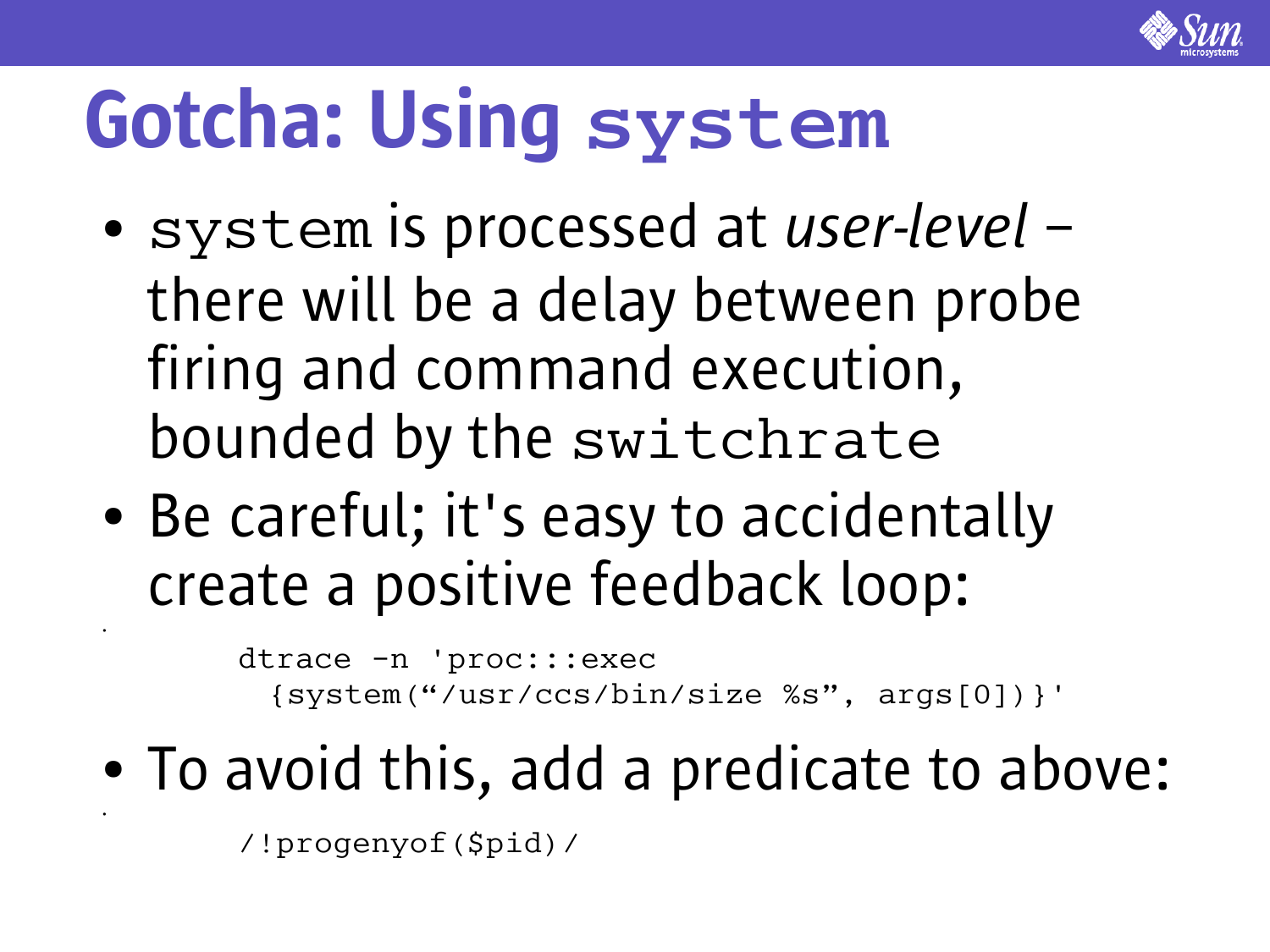# Gotcha: Using `system`

- `system` is processed at *user-level* – there will be a delay between probe firing and command execution, bounded by the `switchrate`
- Be careful; it's easy to accidentally create a positive feedback loop:

```
dtrace -n 'proc:::exec
  {system("/usr/ccs/bin/size %s", args[0])}'
```

- To avoid this, add a predicate to above:

```
/!progenyof($pid)/
```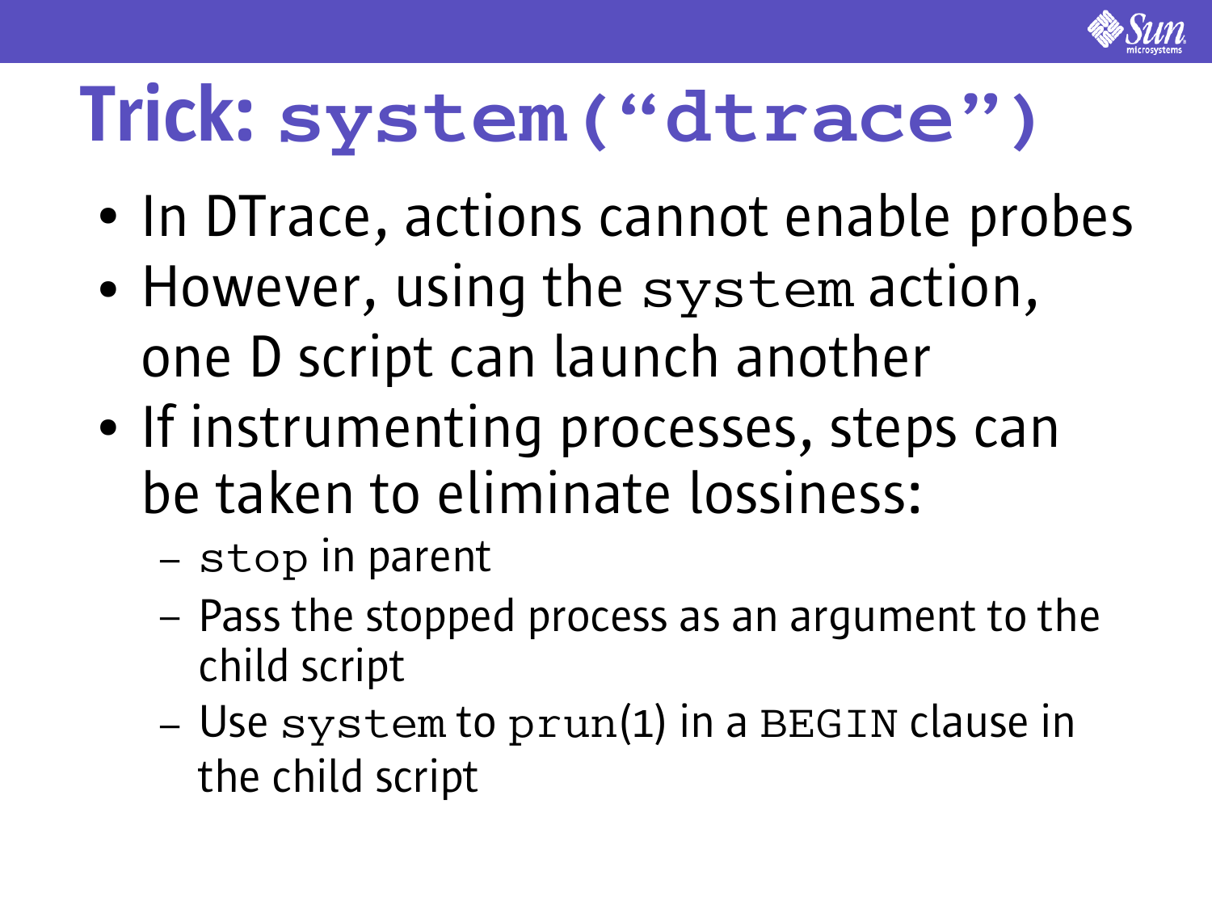# Trick: `system("dtrace")`

- In DTrace, actions cannot enable probes
- However, using the `system` action, one D script can launch another
- If instrumenting processes, steps can be taken to eliminate lossiness:
  - `stop` in parent
  - Pass the stopped process as an argument to the child script
  - Use `system` to `prun`(1) in a `BEGIN` clause in the child script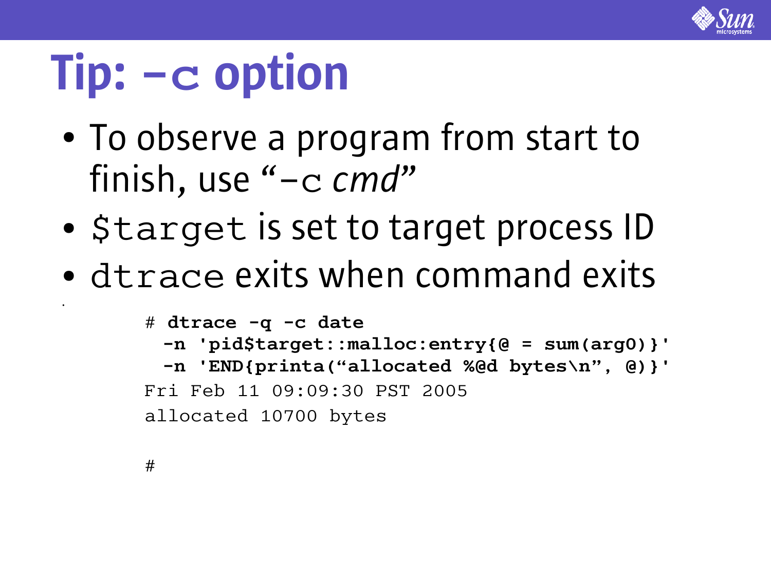# Tip: `-c` option

- To observe a program from start to finish, use "`-c` *cmd*"
- `$target` is set to target process ID
- `dtrace` exits when command exits

```
# dtrace -q -c date
  -n 'pid$target::malloc:entry{@ = sum(arg0)}'
  -n 'END{printa("allocated %@d bytes\n", @)}'
Fri Feb 11 09:09:30 PST 2005
allocated 10700 bytes

#
```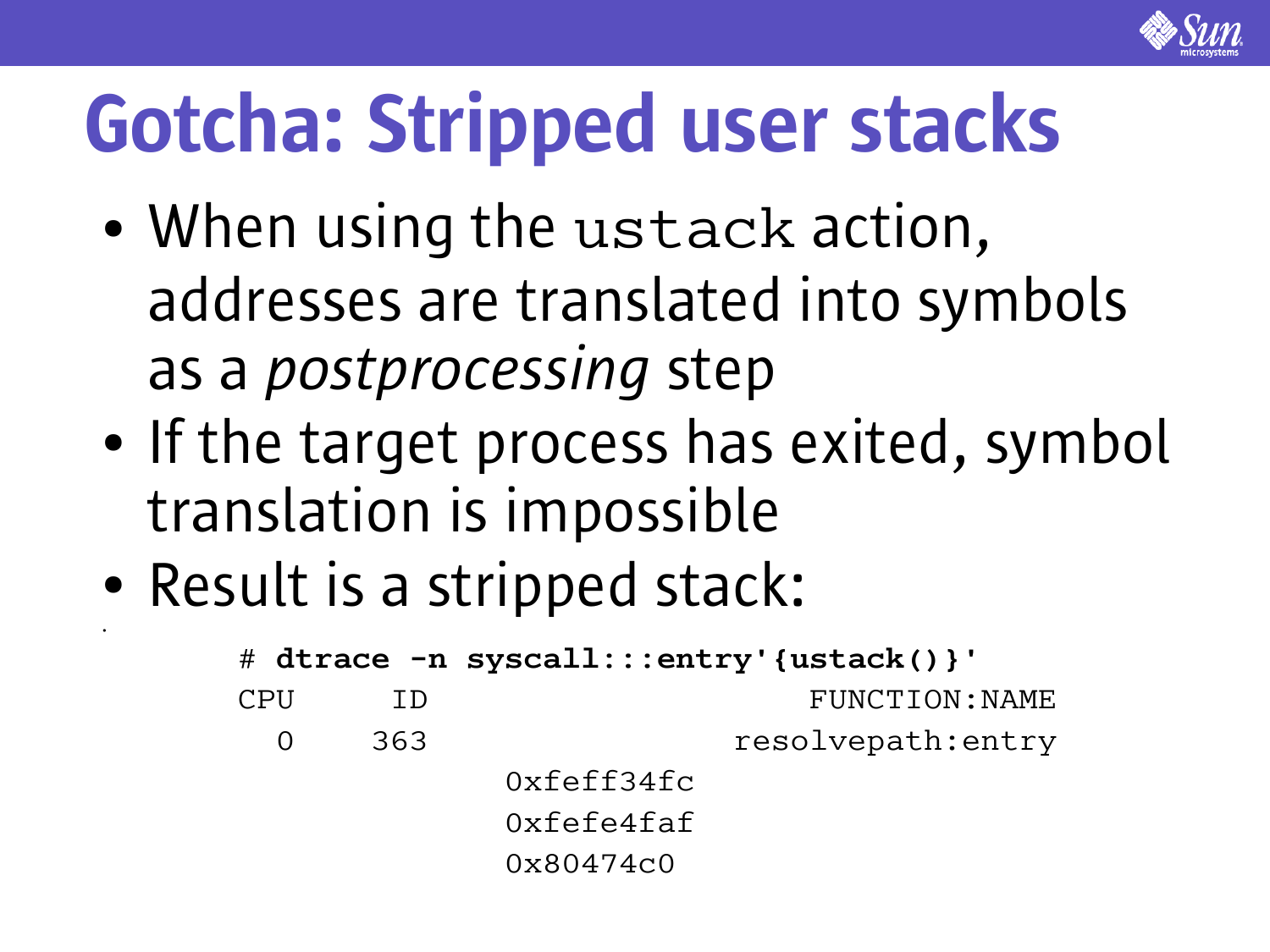# Gotcha: Stripped user stacks

- When using the `ustack` action, addresses are translated into symbols as a *postprocessing* step
- If the target process has exited, symbol translation is impossible
- Result is a stripped stack:

```
# dtrace -n syscall:::entry'{ustack()}'
CPU     ID                    FUNCTION:NAME
  0    363                 resolvepath:entry
                  0xfeff34fc
                  0xfefe4faf
                  0x80474c0
```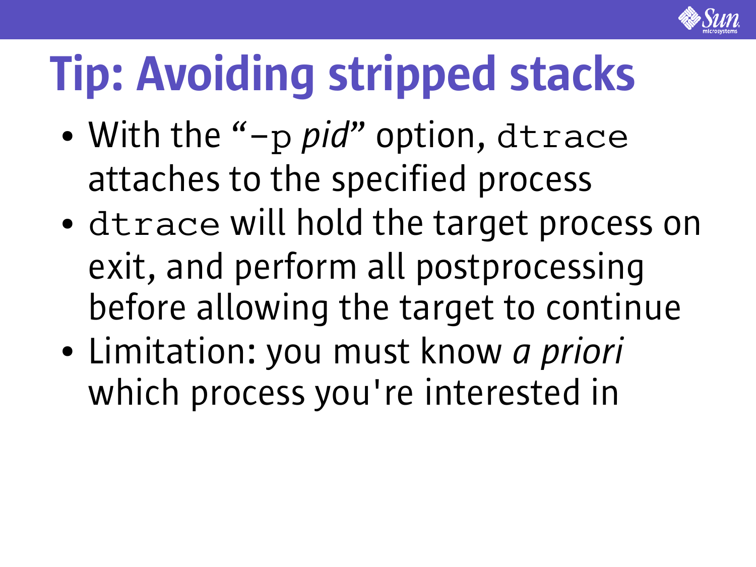# Tip: Avoiding stripped stacks

- With the "`-p` *pid*" option, `dtrace` attaches to the specified process
- `dtrace` will hold the target process on exit, and perform all postprocessing before allowing the target to continue
- Limitation: you must know *a priori* which process you're interested in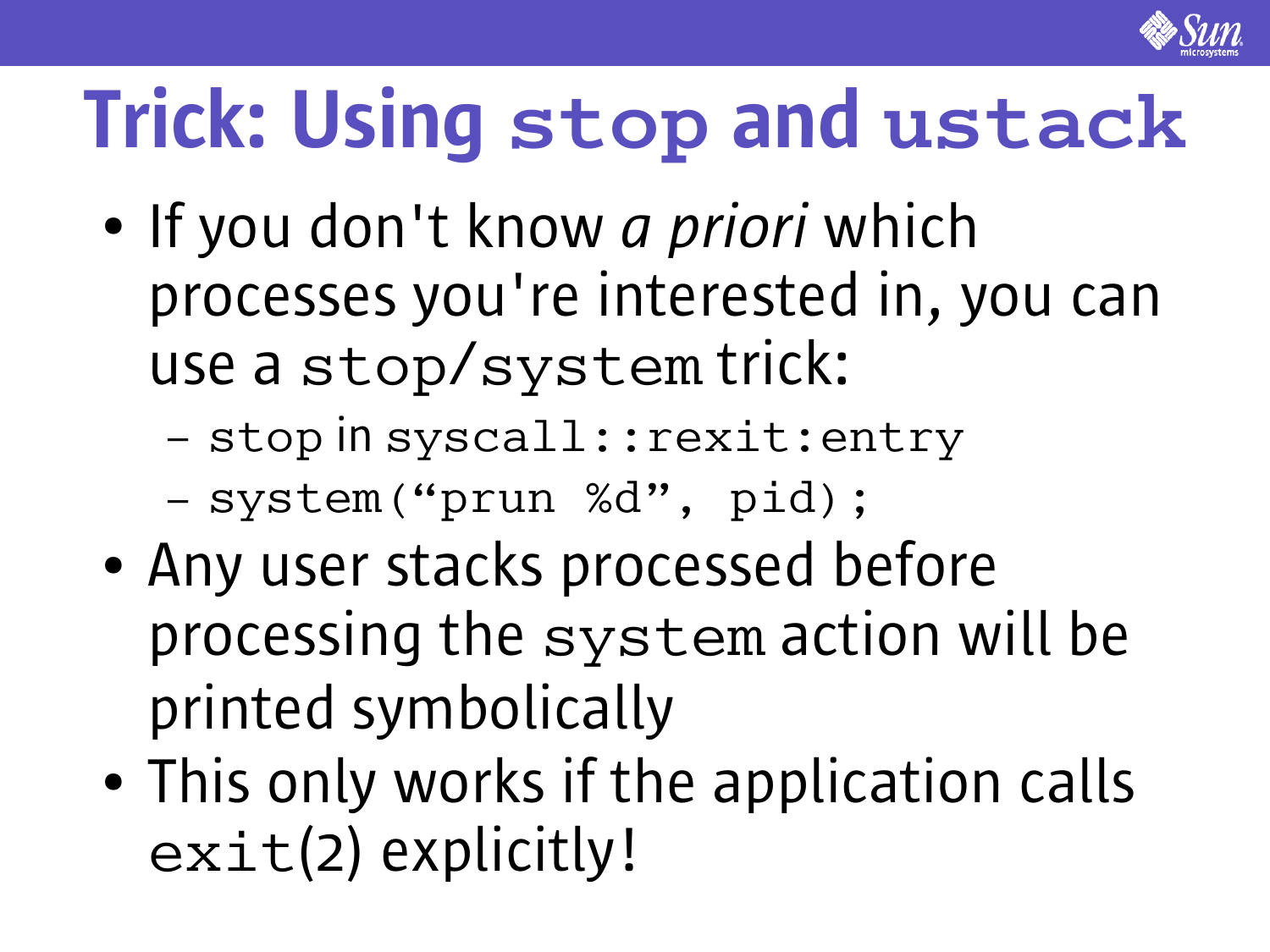# Trick: Using `stop` and `ustack`

- If you don't know *a priori* which processes you're interested in, you can use a `stop`/`system` trick:
  - `stop` in `syscall::rexit:entry`
  - `system("prun %d", pid);`
- Any user stacks processed before processing the `system` action will be printed symbolically
- This only works if the application calls `exit`(2) explicitly!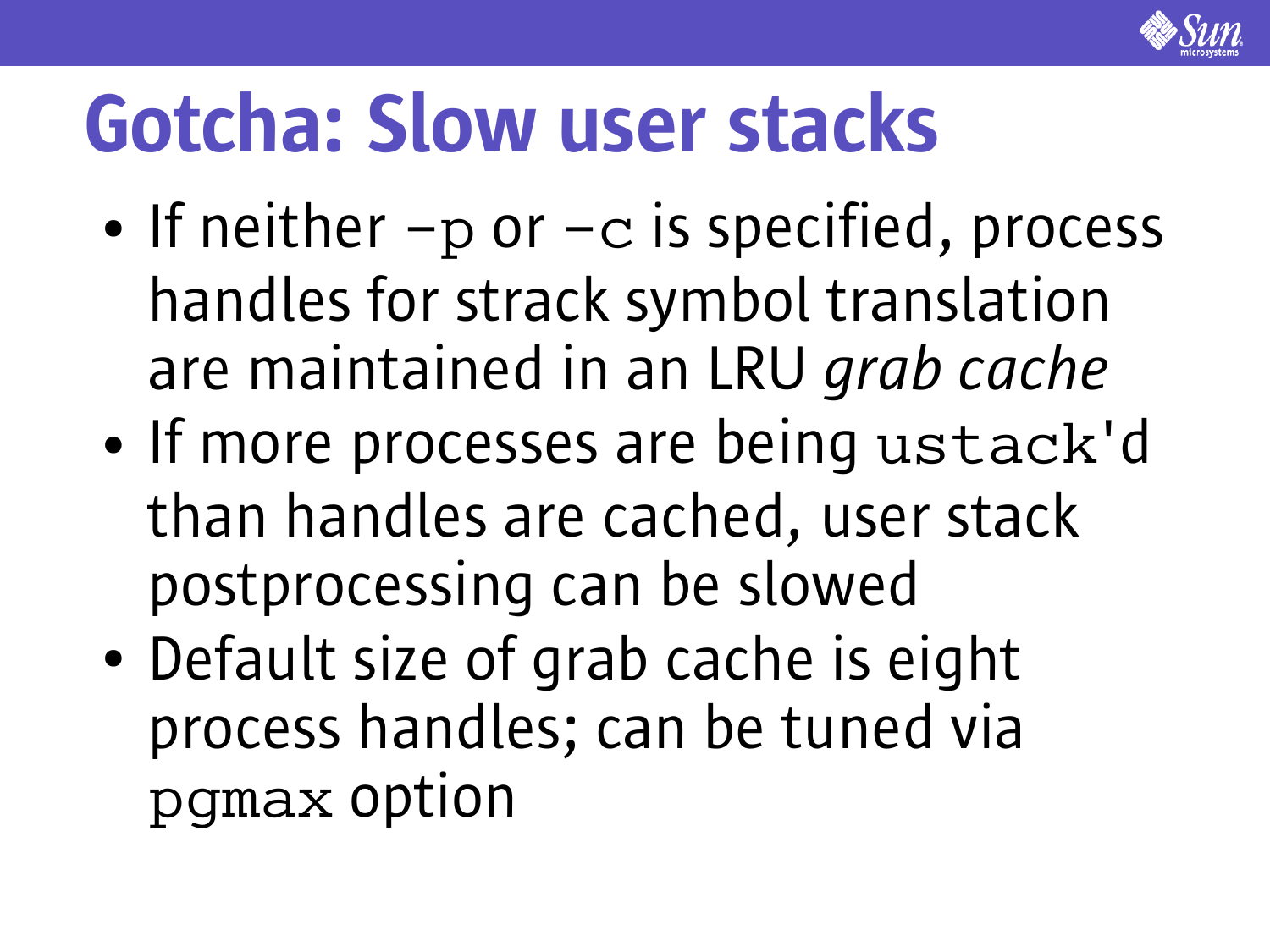# Gotcha: Slow user stacks

- If neither `-p` or `-c` is specified, process handles for strack symbol translation are maintained in an LRU *grab cache*
- If more processes are being `ustack`'d than handles are cached, user stack postprocessing can be slowed
- Default size of grab cache is eight process handles; can be tuned via `pgmax` option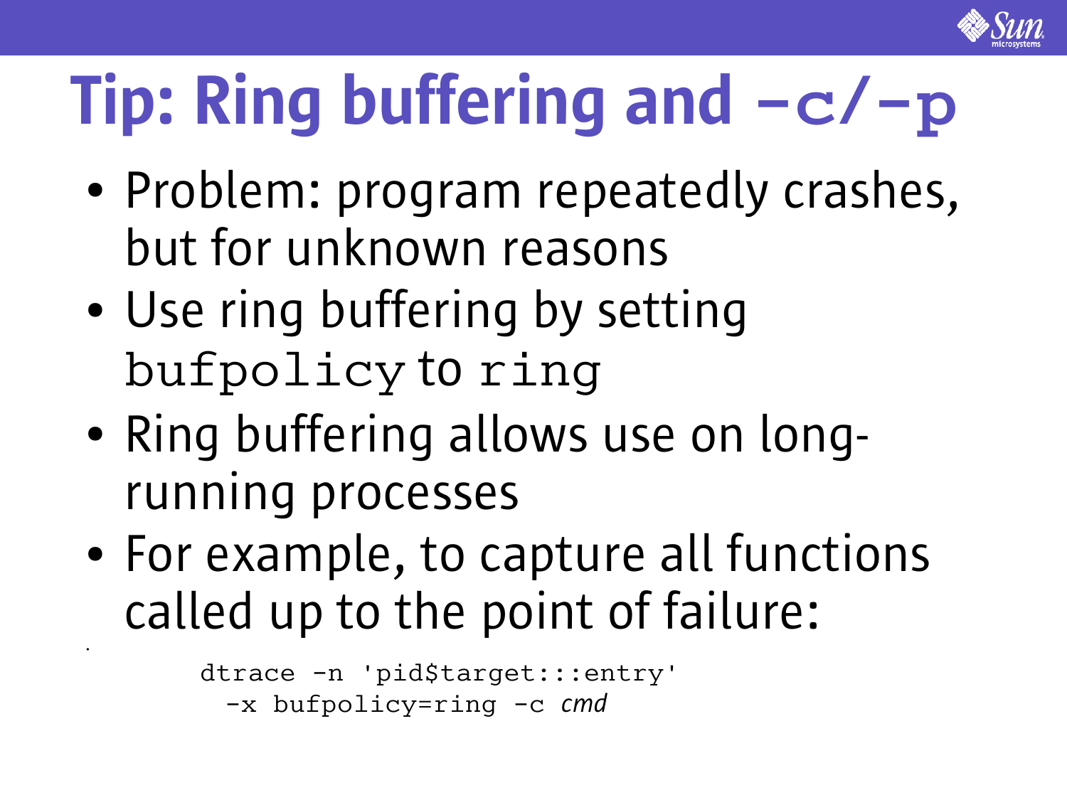# Tip: Ring buffering and `-c`/`-p`

- Problem: program repeatedly crashes, but for unknown reasons
- Use ring buffering by setting `bufpolicy` to `ring`
- Ring buffering allows use on long-running processes
- For example, to capture all functions called up to the point of failure:

```
dtrace -n 'pid$target:::entry'
  -x bufpolicy=ring -c cmd
```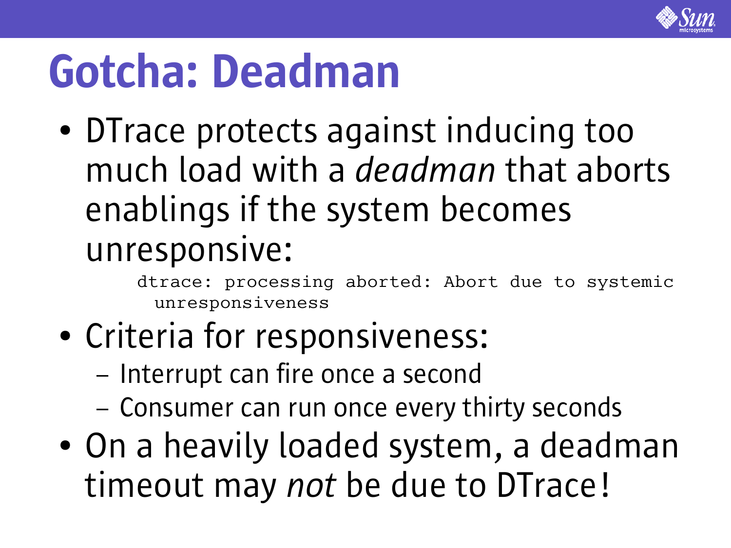# Gotcha: Deadman

- DTrace protects against inducing too much load with a *deadman* that aborts enablings if the system becomes unresponsive:

```
dtrace: processing aborted: Abort due to systemic
  unresponsiveness
```

- Criteria for responsiveness:
  - Interrupt can fire once a second
  - Consumer can run once every thirty seconds
- On a heavily loaded system, a deadman timeout may *not* be due to DTrace!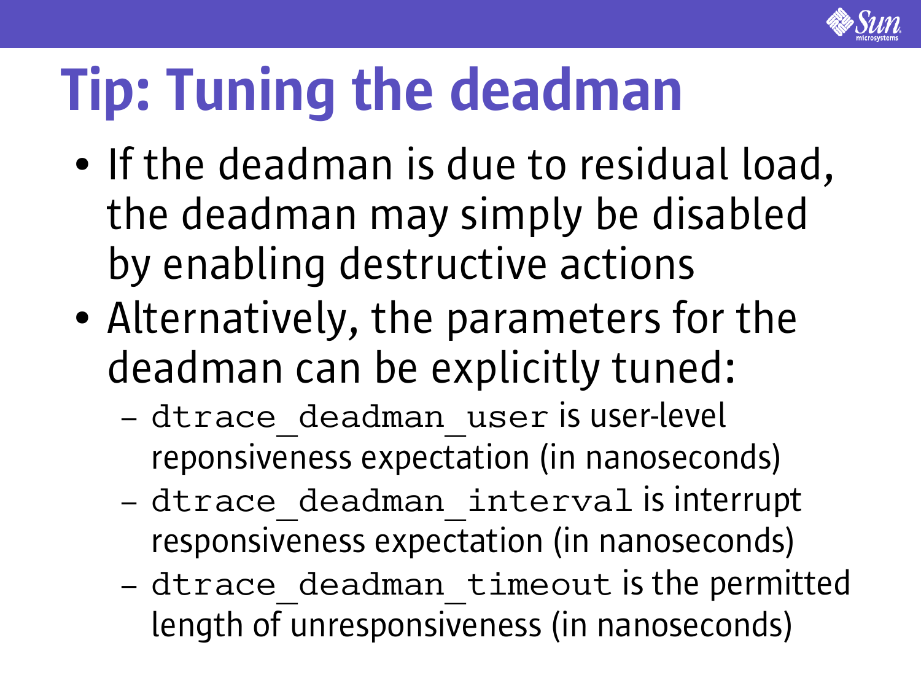# Tip: Tuning the deadman

- If the deadman is due to residual load, the deadman may simply be disabled by enabling destructive actions
- Alternatively, the parameters for the deadman can be explicitly tuned:
  - `dtrace_deadman_user` is user-level reponsiveness expectation (in nanoseconds)
  - `dtrace_deadman_interval` is interrupt responsiveness expectation (in nanoseconds)
  - `dtrace_deadman_timeout` is the permitted length of unresponsiveness (in nanoseconds)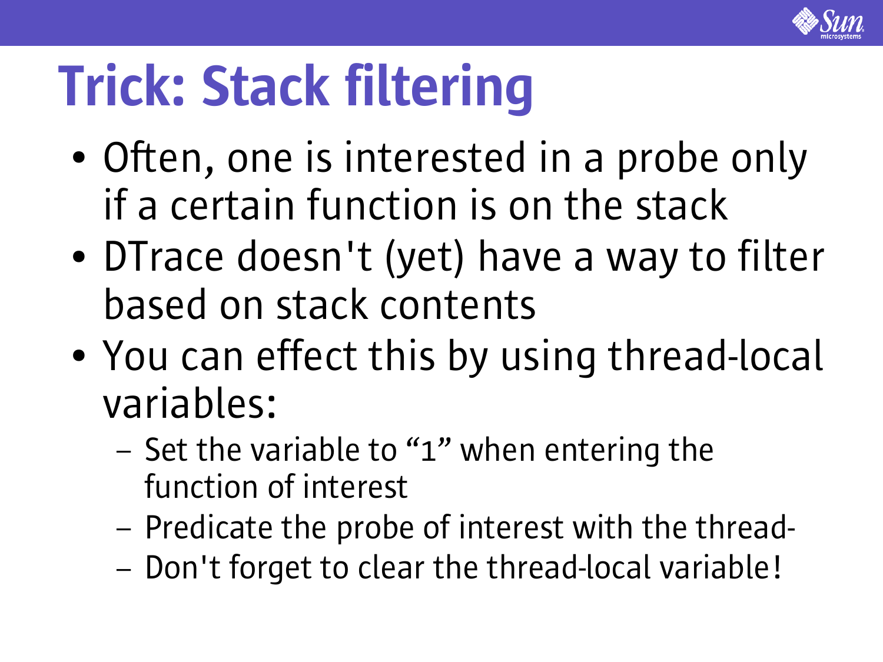# Trick: Stack filtering

- Often, one is interested in a probe only if a certain function is on the stack
- DTrace doesn't (yet) have a way to filter based on stack contents
- You can effect this by using thread-local variables:
  - Set the variable to “1” when entering the function of interest
  - Predicate the probe of interest with the thread-
  - Don't forget to clear the thread-local variable!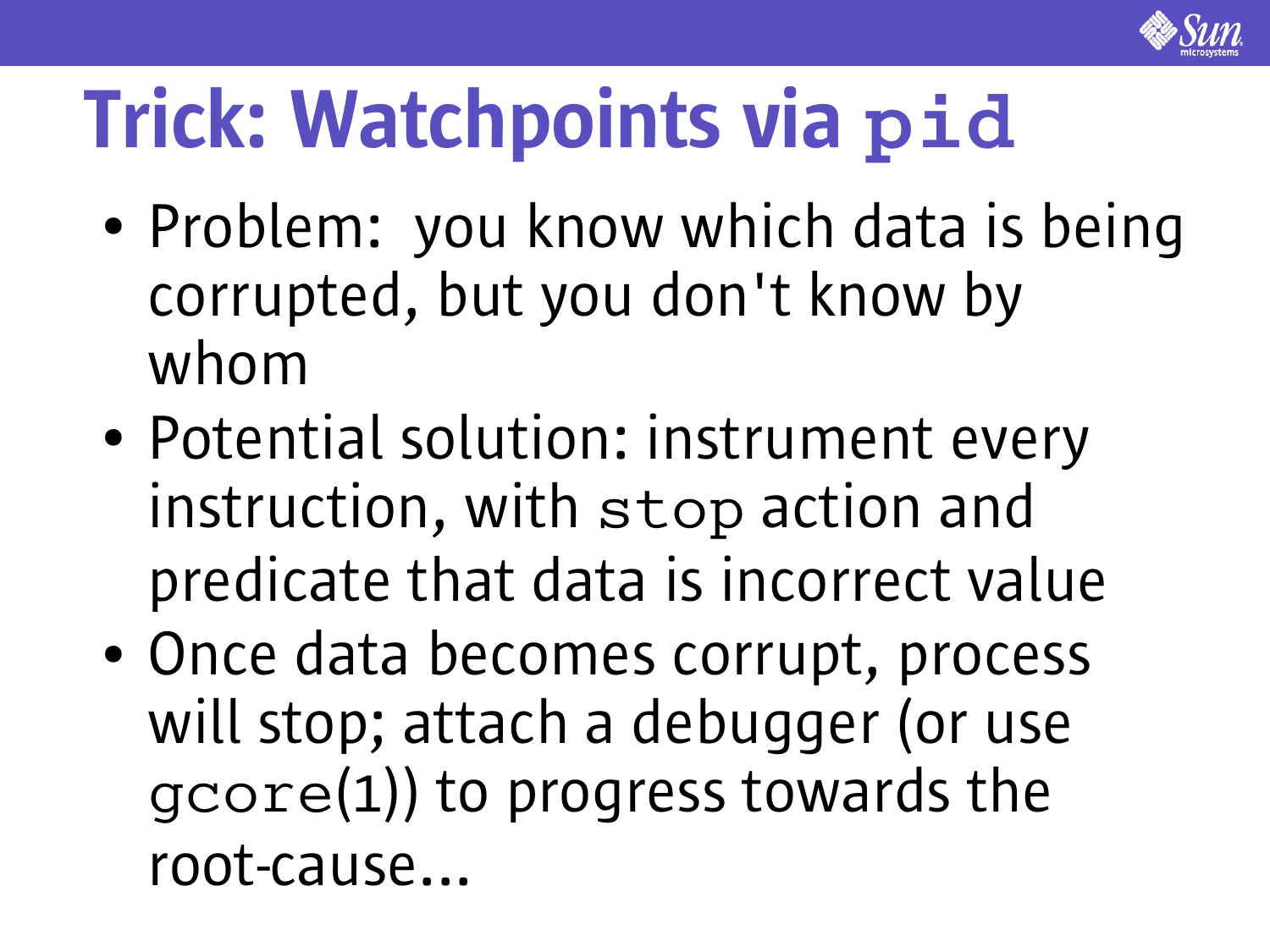# Trick: Watchpoints via `pid`

- Problem: you know which data is being corrupted, but you don't know by whom
- Potential solution: instrument every instruction, with `stop` action and predicate that data is incorrect value
- Once data becomes corrupt, process will stop; attach a debugger (or use `gcore`(1)) to progress towards the root-cause...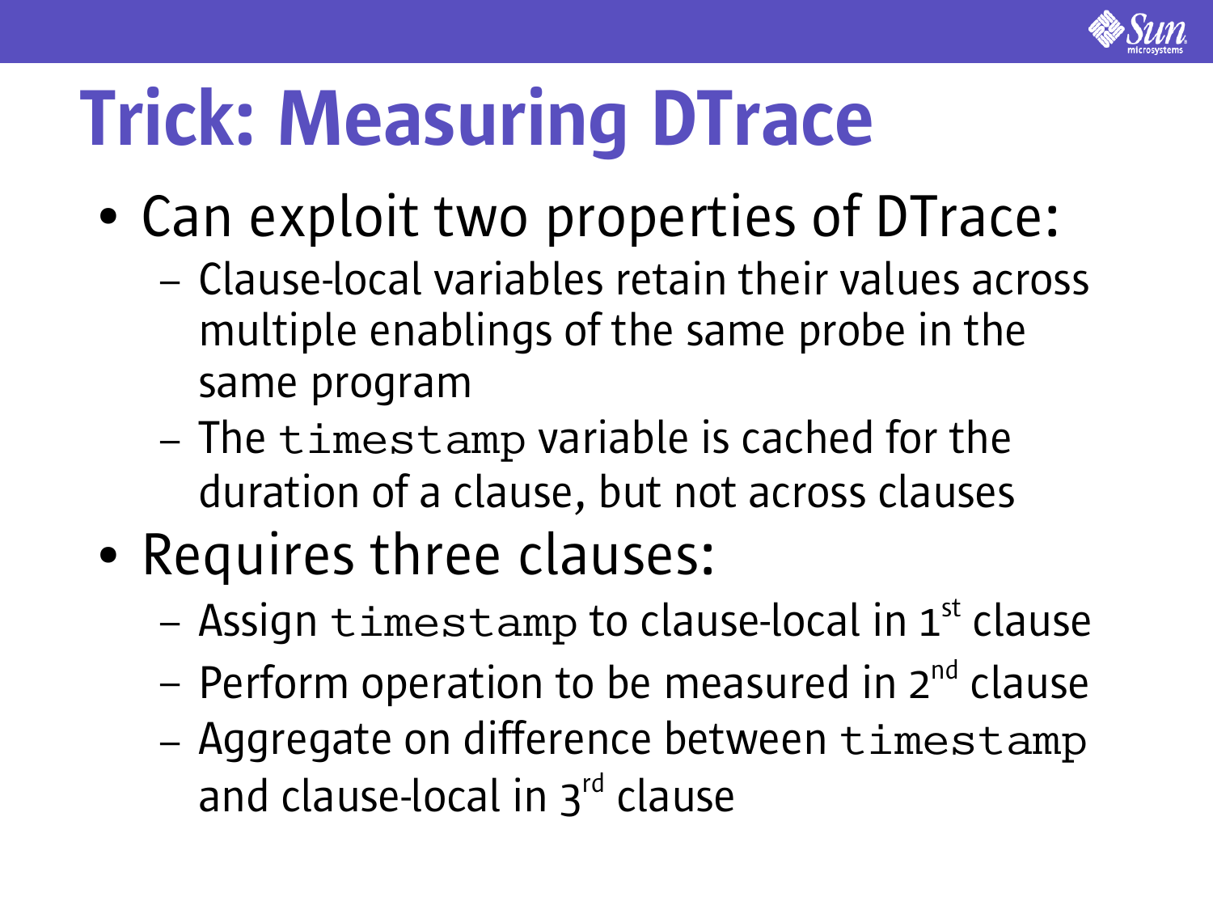# Trick: Measuring DTrace

- Can exploit two properties of DTrace:
  - Clause-local variables retain their values across multiple enablings of the same probe in the same program
  - The `timestamp` variable is cached for the duration of a clause, but not across clauses
- Requires three clauses:
  - Assign `timestamp` to clause-local in 1st clause
  - Perform operation to be measured in 2nd clause
  - Aggregate on difference between `timestamp` and clause-local in 3rd clause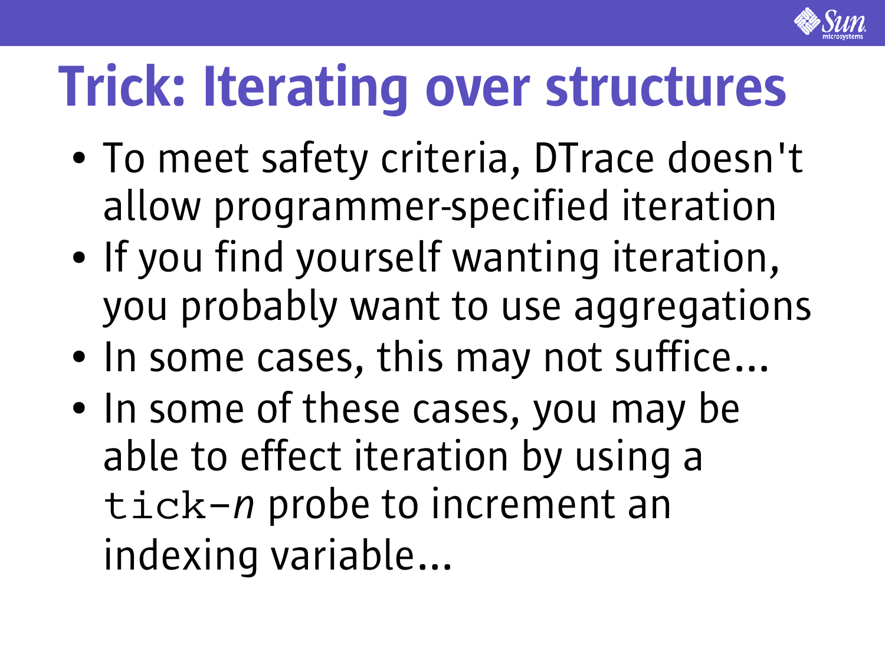# Trick: Iterating over structures

- To meet safety criteria, DTrace doesn't allow programmer-specified iteration
- If you find yourself wanting iteration, you probably want to use aggregations
- In some cases, this may not suffice...
- In some of these cases, you may be able to effect iteration by using a `tick-`*n* probe to increment an indexing variable...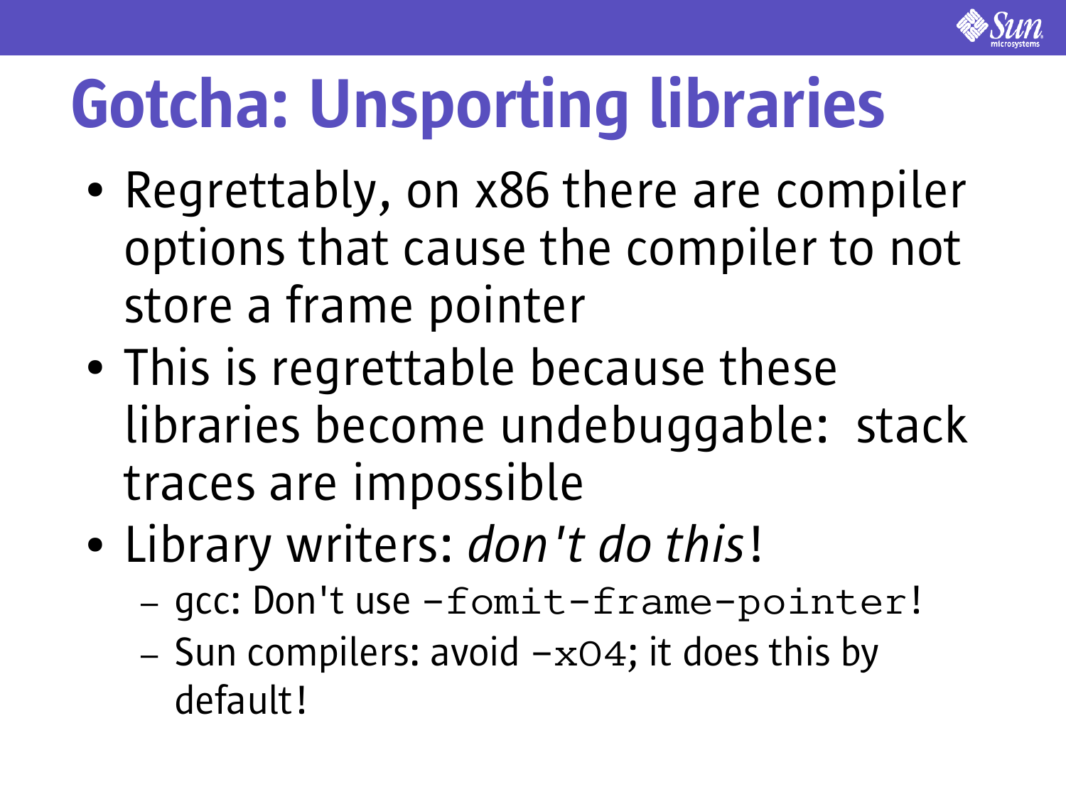# Gotcha: Unsporting libraries

- Regrettably, on x86 there are compiler options that cause the compiler to not store a frame pointer
- This is regrettable because these libraries become undebuggable: stack traces are impossible
- Library writers: *don't do this*!
  - gcc: Don't use `-fomit-frame-pointer`!
  - Sun compilers: avoid `-xO4`; it does this by default!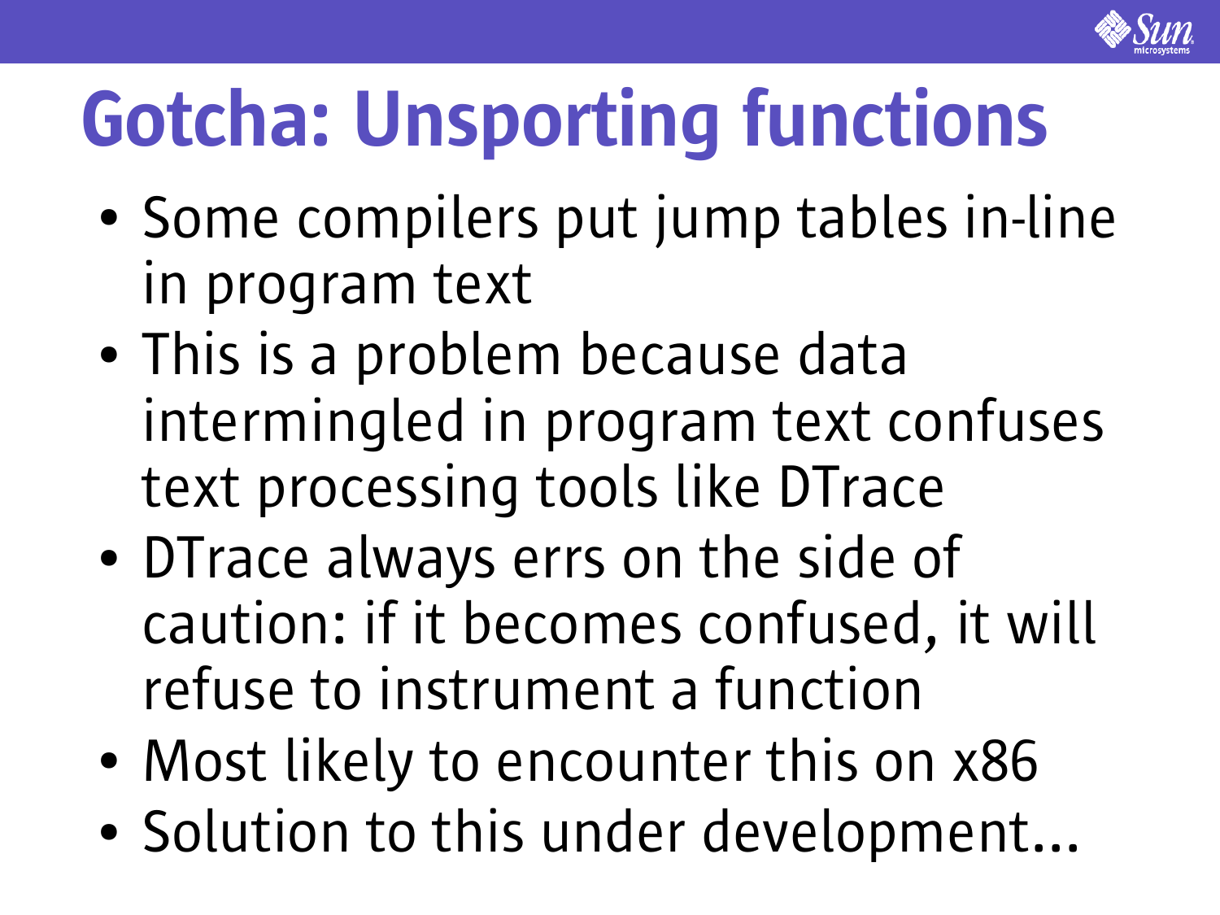# Gotcha: Unsporting functions

- Some compilers put jump tables in-line in program text
- This is a problem because data intermingled in program text confuses text processing tools like DTrace
- DTrace always errs on the side of caution: if it becomes confused, it will refuse to instrument a function
- Most likely to encounter this on x86
- Solution to this under development...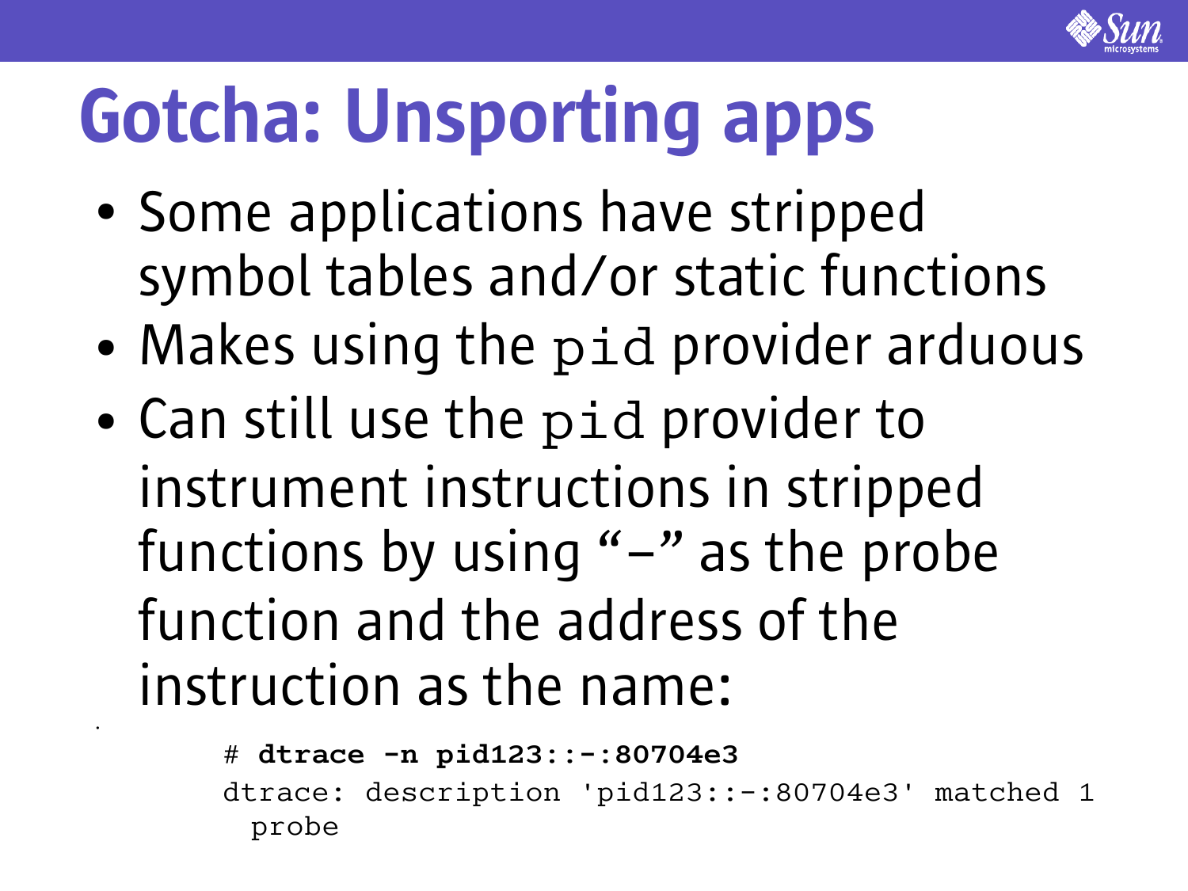# Gotcha: Unsporting apps

- Some applications have stripped symbol tables and/or static functions
- Makes using the `pid` provider arduous
- Can still use the `pid` provider to instrument instructions in stripped functions by using "–" as the probe function and the address of the instruction as the name:

```
# dtrace -n pid123::-:80704e3
dtrace: description 'pid123::-:80704e3' matched 1
  probe
```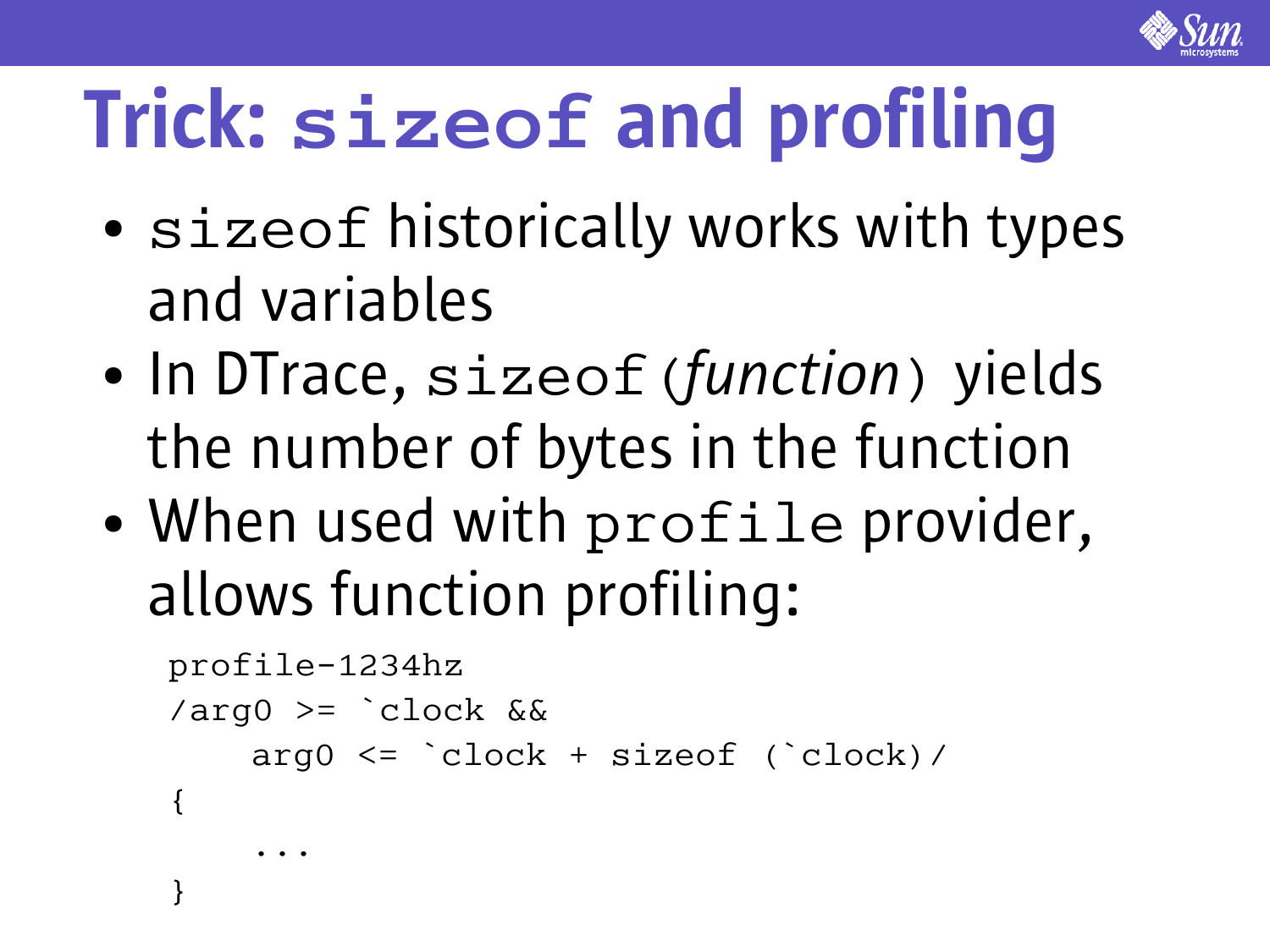# Trick: `sizeof` and profiling

- `sizeof` historically works with types and variables
- In DTrace, `sizeof(`*function*`)` yields the number of bytes in the function
- When used with `profile` provider, allows function profiling:

```
profile-1234hz
/arg0 >= `clock &&
    arg0 <= `clock + sizeof (`clock)/
{
    ...
}
```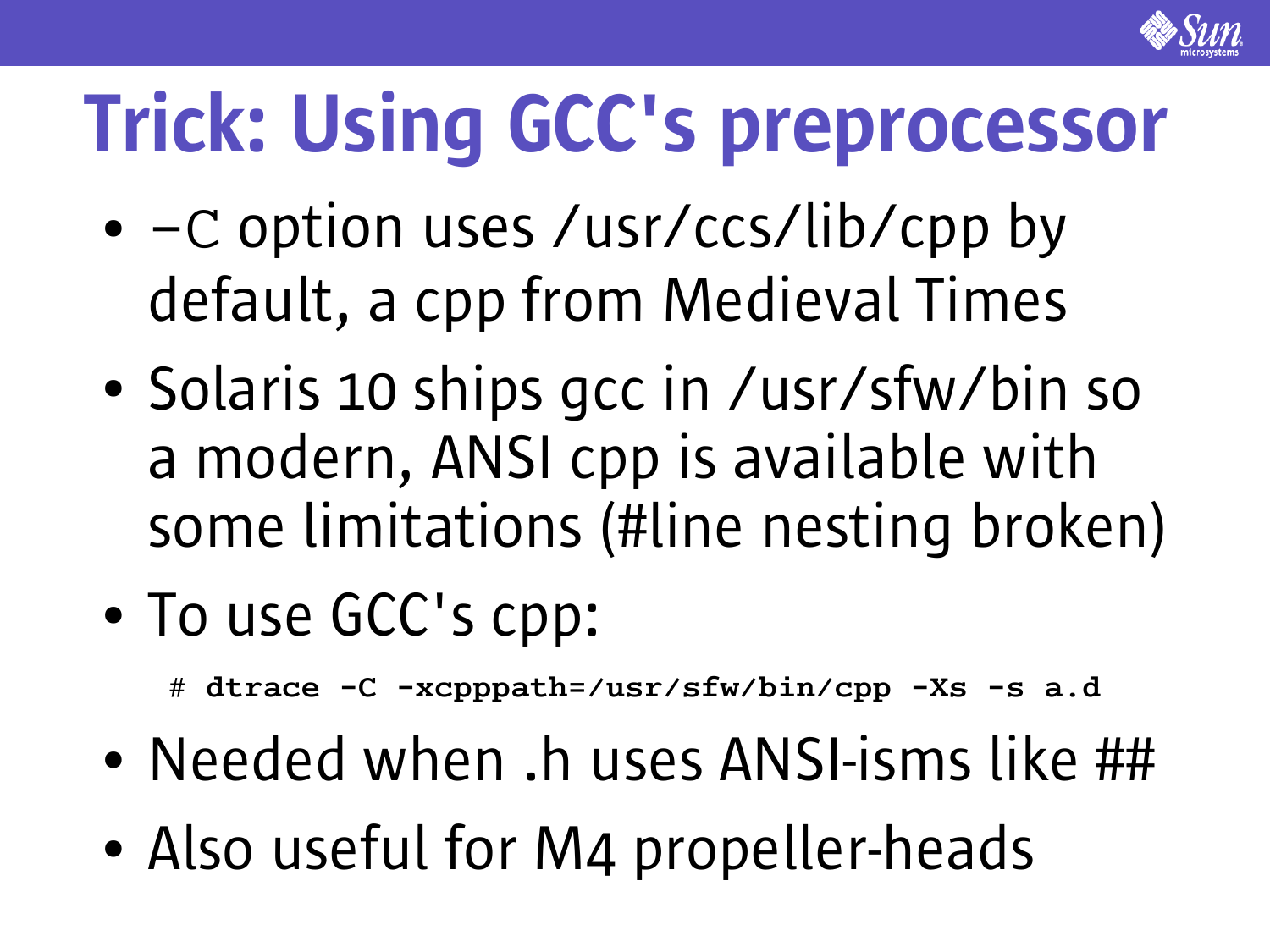# Trick: Using GCC's preprocessor

- –C option uses /usr/ccs/lib/cpp by default, a cpp from Medieval Times
- Solaris 10 ships gcc in /usr/sfw/bin so a modern, ANSI cpp is available with some limitations (#line nesting broken)
- To use GCC's cpp:

```
# dtrace -C -xcpppath=/usr/sfw/bin/cpp -Xs -s a.d
```

- Needed when .h uses ANSI-isms like ##
- Also useful for M4 propeller-heads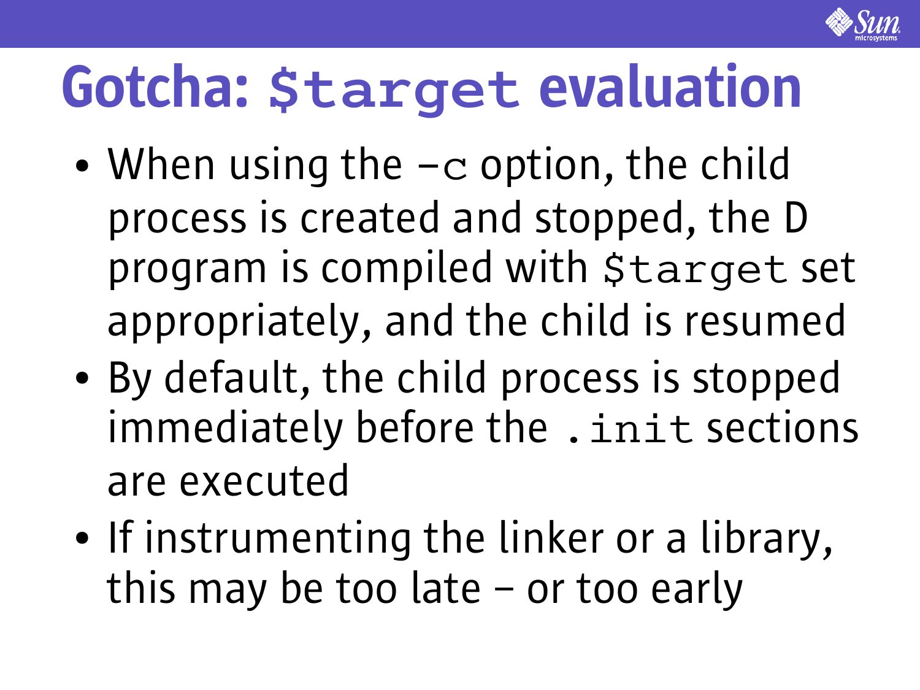# Gotcha: `$target` evaluation

- When using the `-c` option, the child process is created and stopped, the D program is compiled with `$target` set appropriately, and the child is resumed
- By default, the child process is stopped immediately before the `.init` sections are executed
- If instrumenting the linker or a library, this may be too late – or too early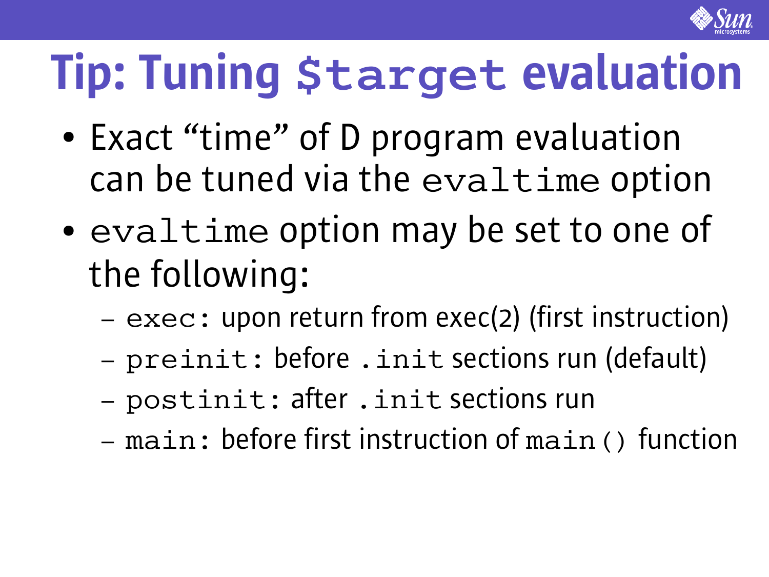# Tip: Tuning `$target` evaluation

- Exact "time" of D program evaluation can be tuned via the `evaltime` option
- `evaltime` option may be set to one of the following:
  - `exec`: upon return from exec(2) (first instruction)
  - `preinit`: before `.init` sections run (default)
  - `postinit`: after `.init` sections run
  - `main`: before first instruction of `main()` function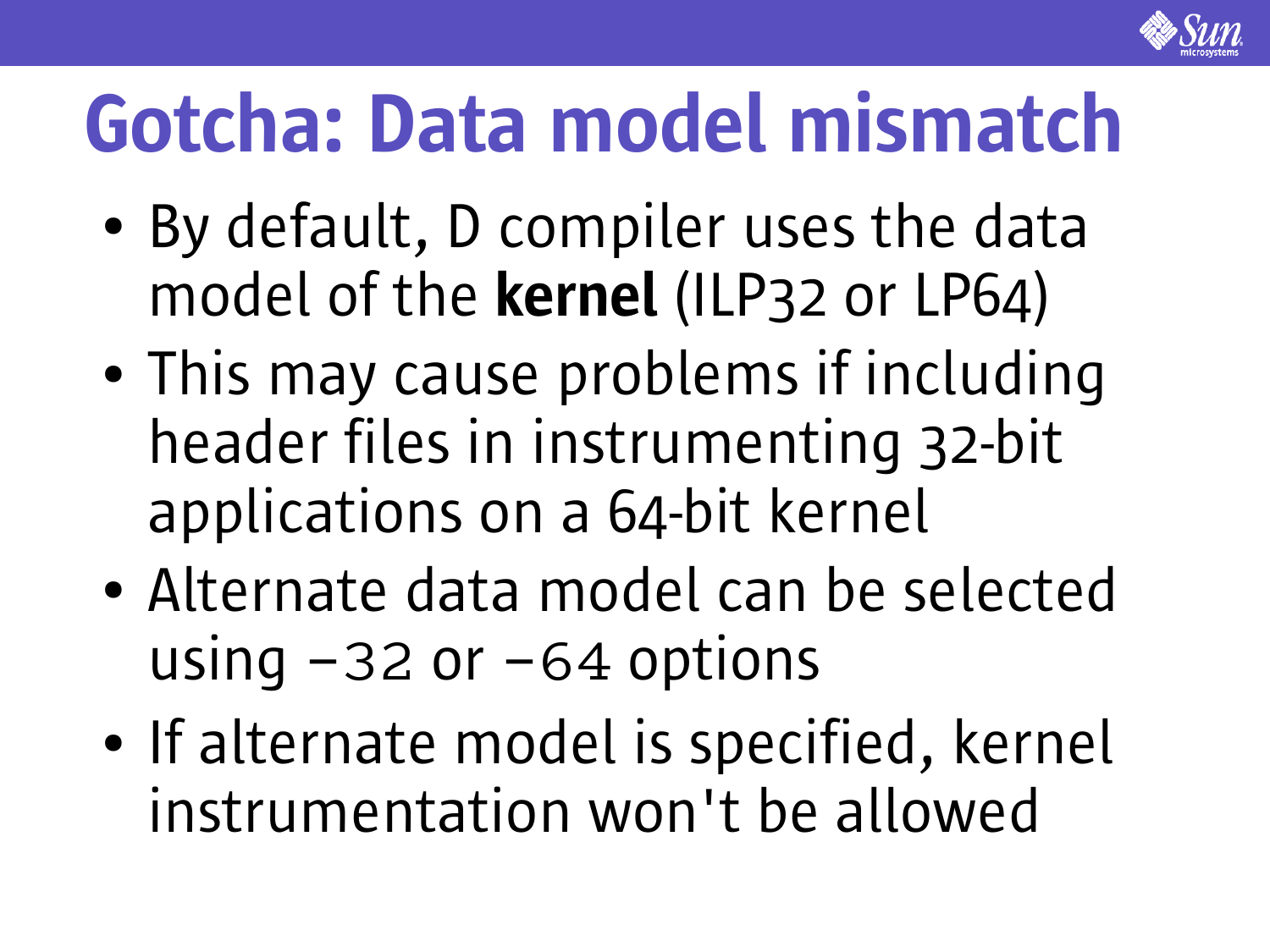# Gotcha: Data model mismatch

- By default, D compiler uses the data model of the **kernel** (ILP32 or LP64)
- This may cause problems if including header files in instrumenting 32-bit applications on a 64-bit kernel
- Alternate data model can be selected using `-32` or `-64` options
- If alternate model is specified, kernel instrumentation won't be allowed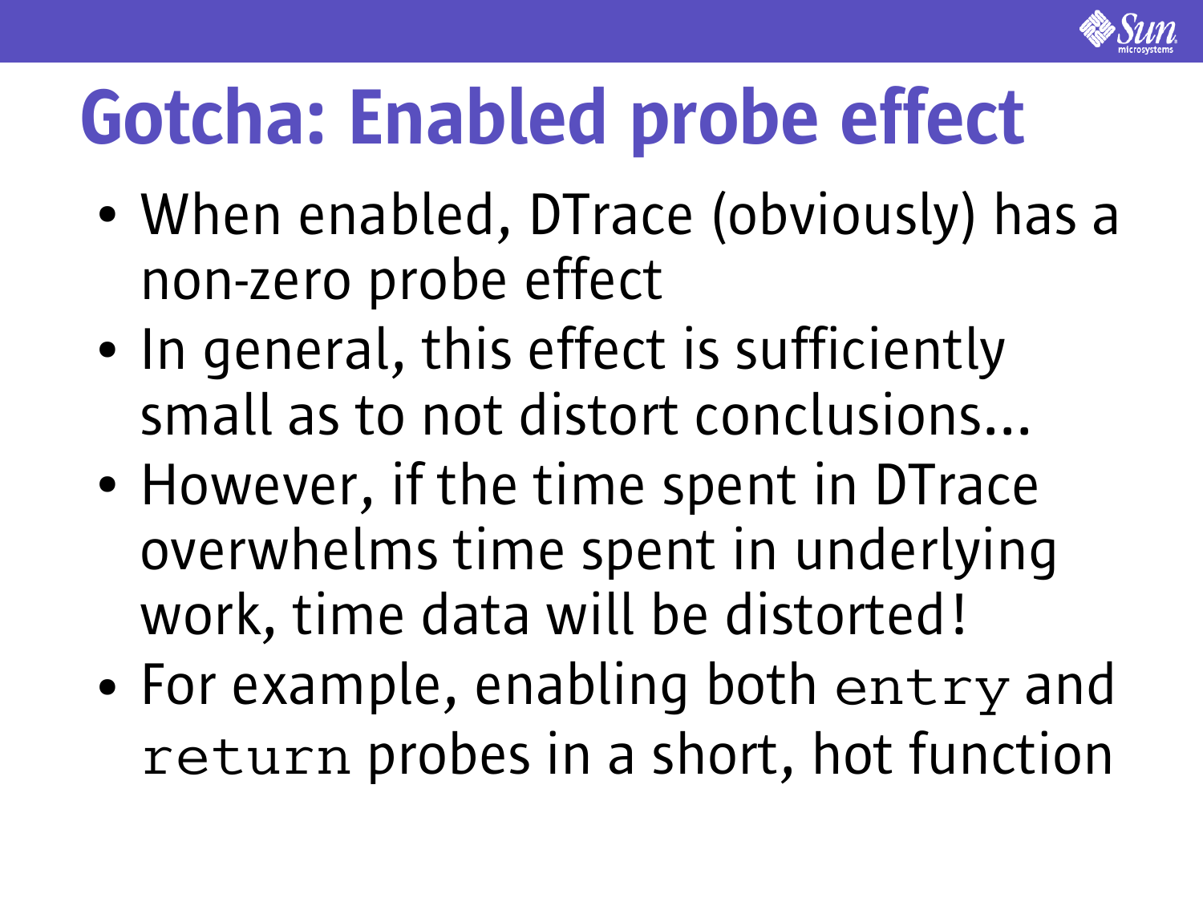# Gotcha: Enabled probe effect

- When enabled, DTrace (obviously) has a non-zero probe effect
- In general, this effect is sufficiently small as to not distort conclusions...
- However, if the time spent in DTrace overwhelms time spent in underlying work, time data will be distorted!
- For example, enabling both `entry` and `return` probes in a short, hot function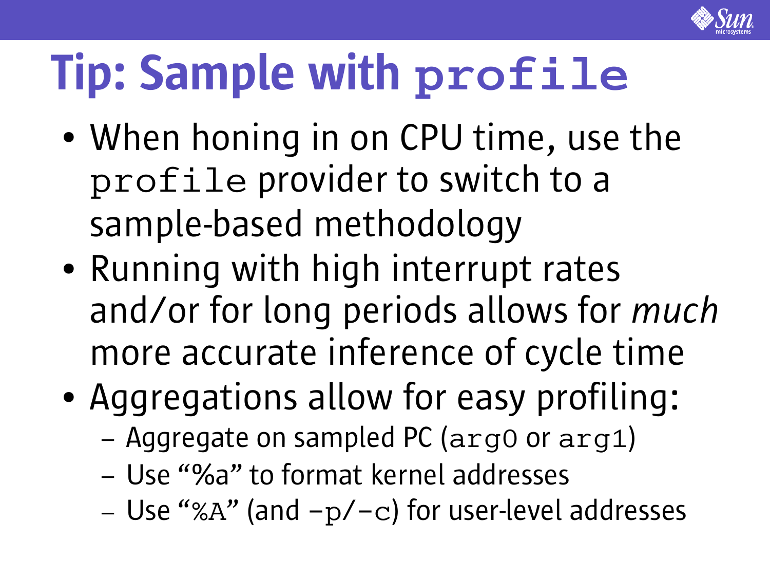# Tip: Sample with `profile`

- When honing in on CPU time, use the `profile` provider to switch to a sample-based methodology
- Running with high interrupt rates and/or for long periods allows for *much* more accurate inference of cycle time
- Aggregations allow for easy profiling:
  - Aggregate on sampled PC (`arg0` or `arg1`)
  - Use “%a” to format kernel addresses
  - Use “`%A`” (and `-p`/`-c`) for user-level addresses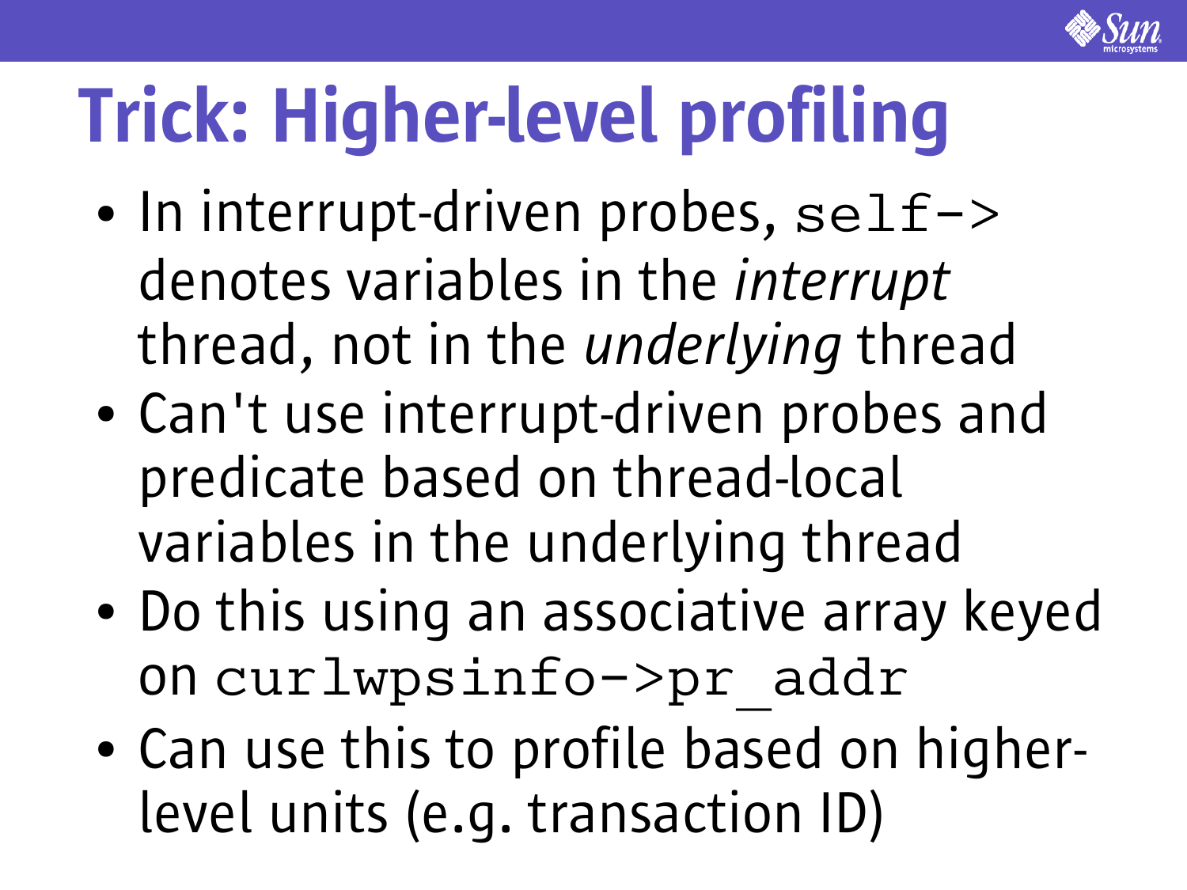# Trick: Higher-level profiling

- In interrupt-driven probes, `self->` denotes variables in the *interrupt* thread, not in the *underlying* thread
- Can't use interrupt-driven probes and predicate based on thread-local variables in the underlying thread
- Do this using an associative array keyed on `curlwpsinfo->pr_addr`
- Can use this to profile based on higher-level units (e.g. transaction ID)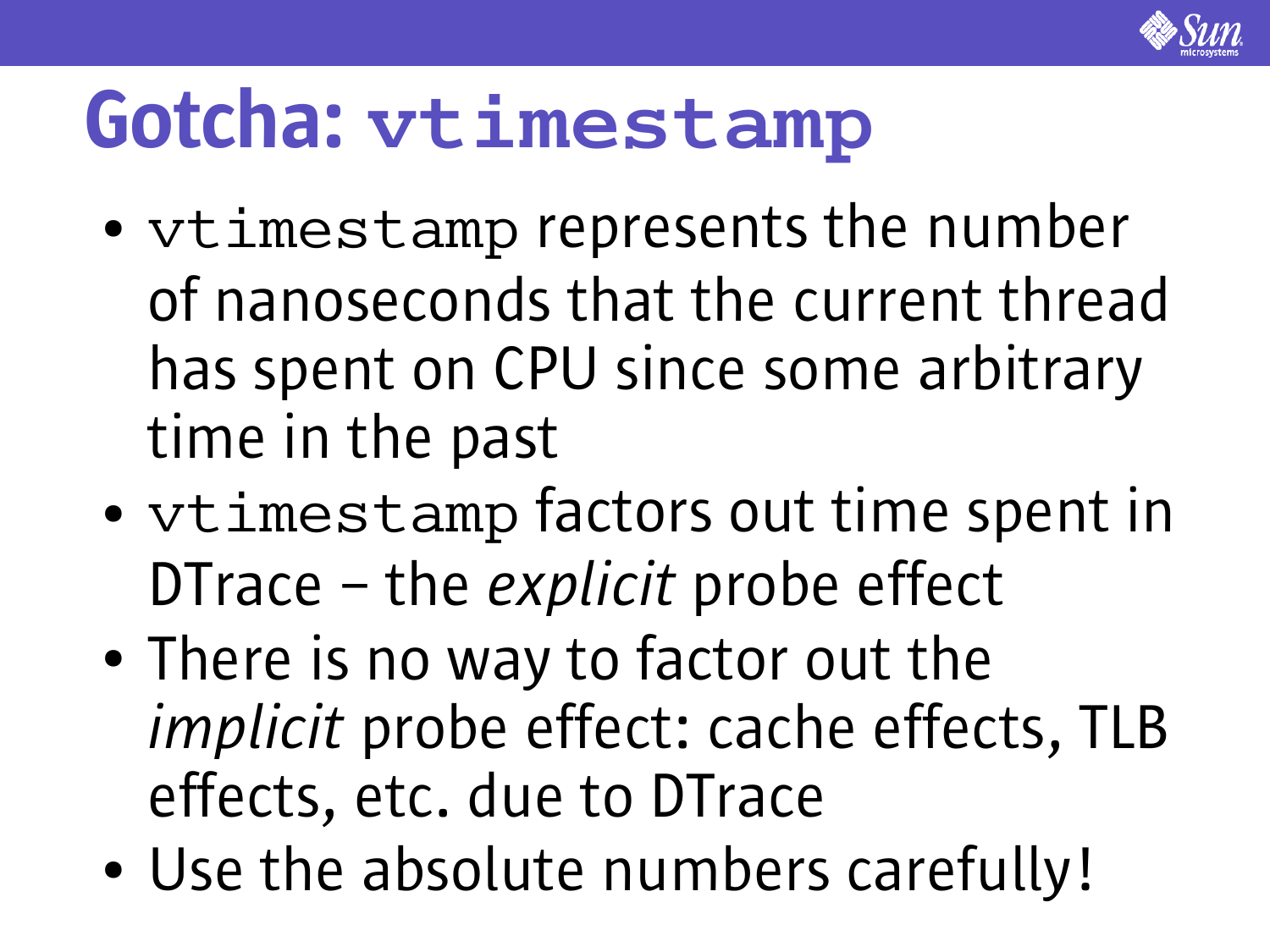# Gotcha: `vtimestamp`

- `vtimestamp` represents the number of nanoseconds that the current thread has spent on CPU since some arbitrary time in the past
- `vtimestamp` factors out time spent in DTrace – the *explicit* probe effect
- There is no way to factor out the *implicit* probe effect: cache effects, TLB effects, etc. due to DTrace
- Use the absolute numbers carefully!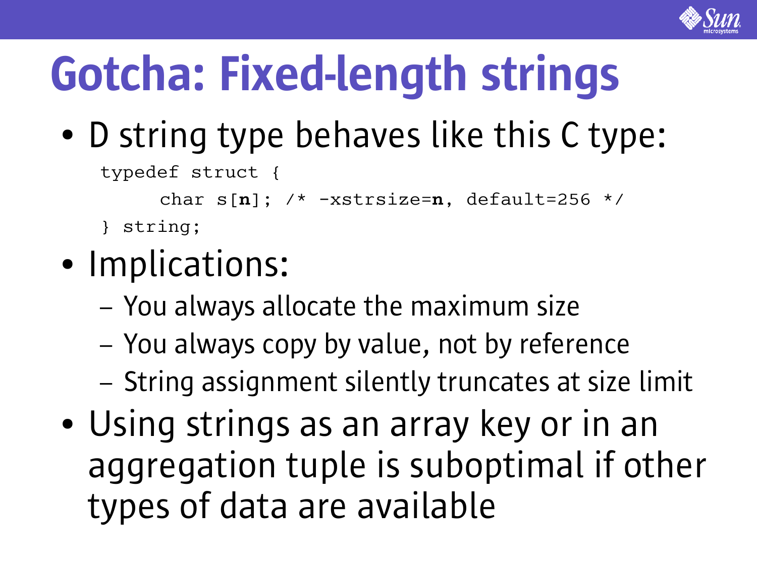# Gotcha: Fixed-length strings

- D string type behaves like this C type:

```
typedef struct {
     char s[n]; /* -xstrsize=n, default=256 */
} string;
```

- Implications:
  - You always allocate the maximum size
  - You always copy by value, not by reference
  - String assignment silently truncates at size limit
- Using strings as an array key or in an aggregation tuple is suboptimal if other types of data are available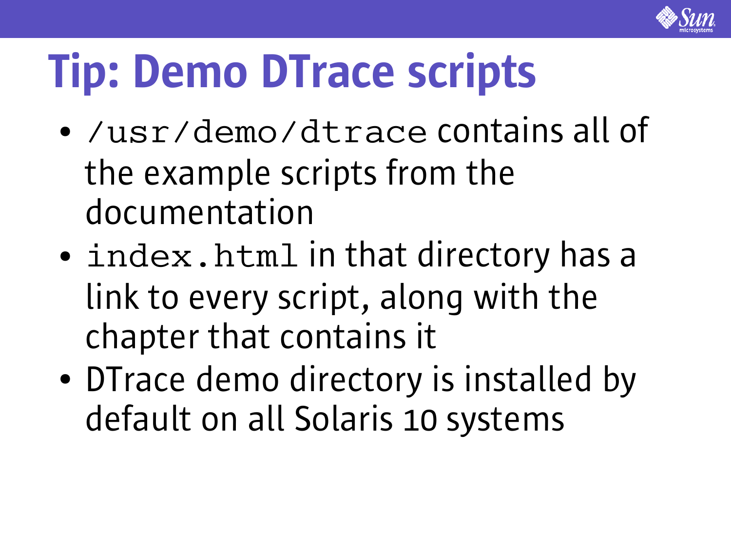# Tip: Demo DTrace scripts

- `/usr/demo/dtrace` contains all of the example scripts from the documentation
- `index.html` in that directory has a link to every script, along with the chapter that contains it
- DTrace demo directory is installed by default on all Solaris 10 systems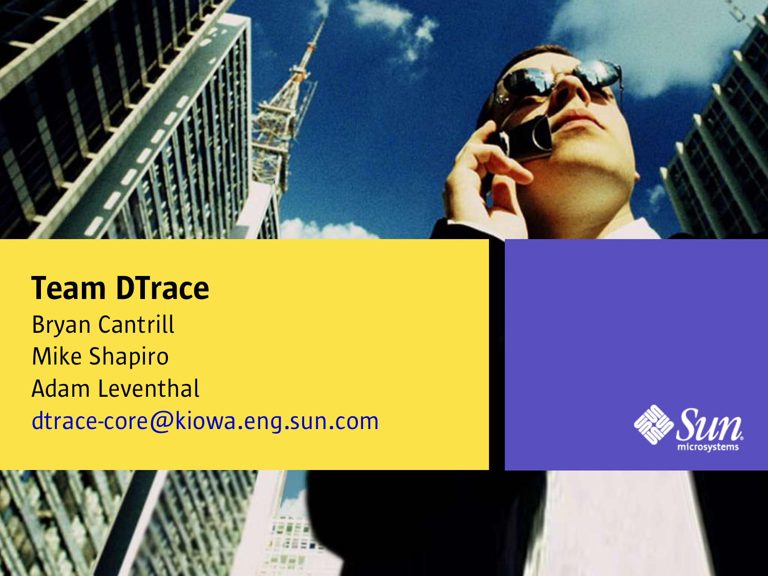**Team DTrace**

Bryan Cantrill

Mike Shapiro

Adam Leventhal

dtrace-core@kiowa.eng.sun.com